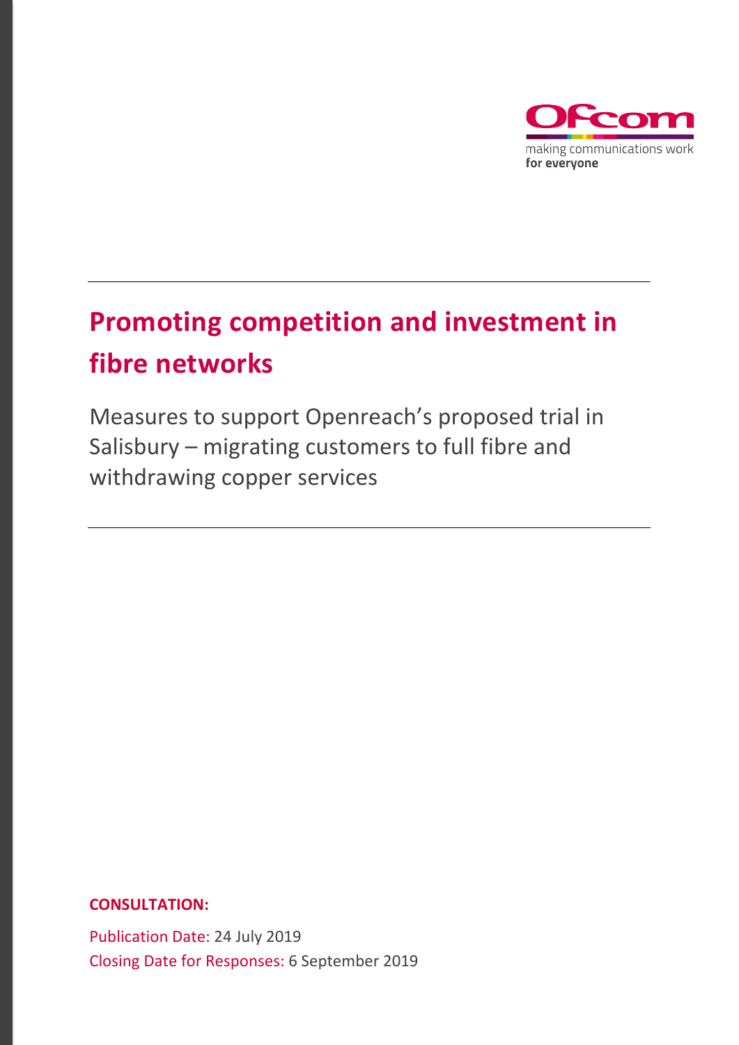# Promoting competition and investment in fibre networks

Measures to support Openreach's proposed trial in Salisbury – migrating customers to full fibre and withdrawing copper services

**CONSULTATION:**

Publication Date: 24 July 2019

Closing Date for Responses: 6 September 2019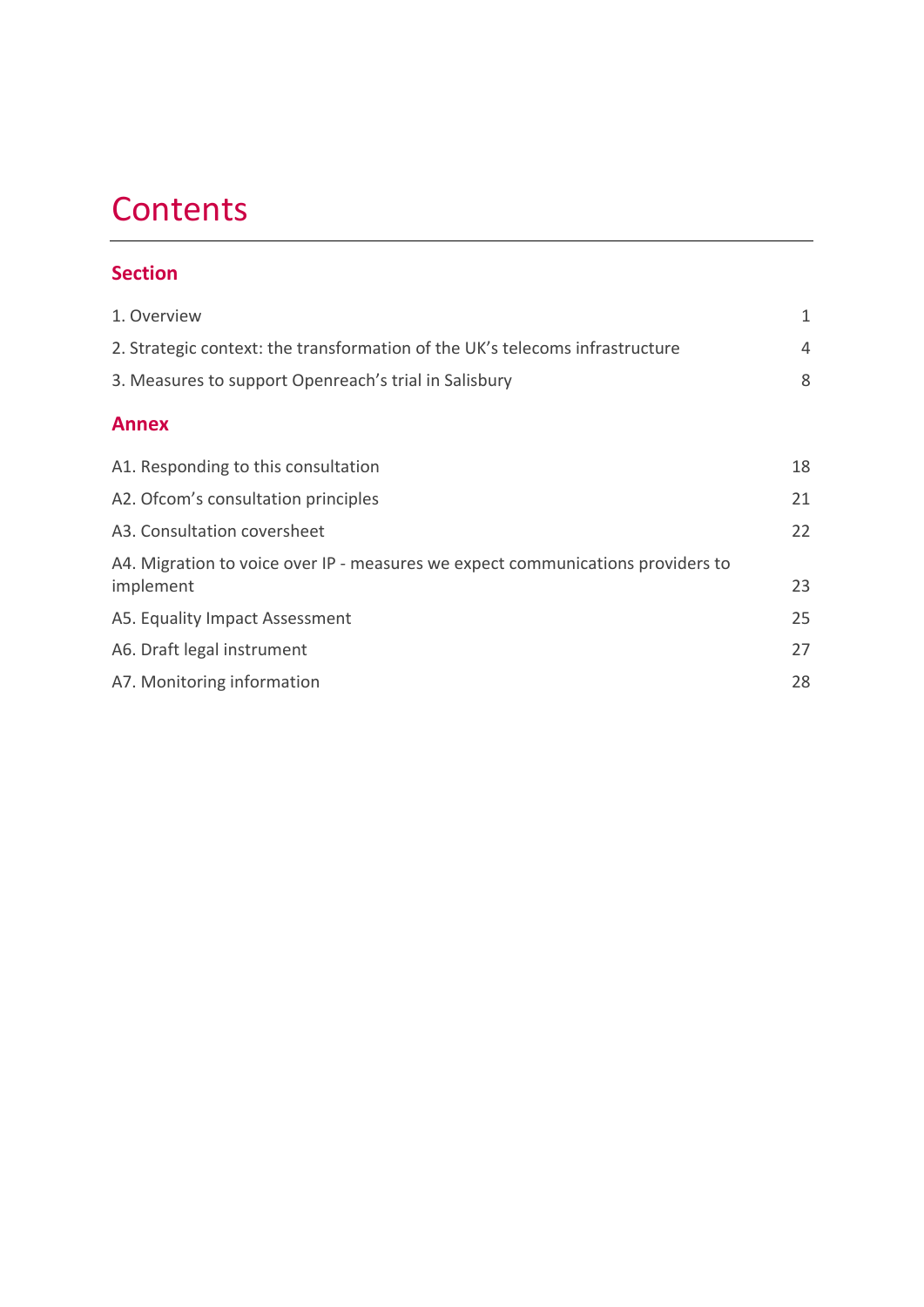# Contents

## Section

| | |
|---|---|
| 1. Overview | 1 |
| 2. Strategic context: the transformation of the UK's telecoms infrastructure | 4 |
| 3. Measures to support Openreach's trial in Salisbury | 8 |

## Annex

| | |
|---|---|
| A1. Responding to this consultation | 18 |
| A2. Ofcom's consultation principles | 21 |
| A3. Consultation coversheet | 22 |
| A4. Migration to voice over IP - measures we expect communications providers to implement | 23 |
| A5. Equality Impact Assessment | 25 |
| A6. Draft legal instrument | 27 |
| A7. Monitoring information | 28 |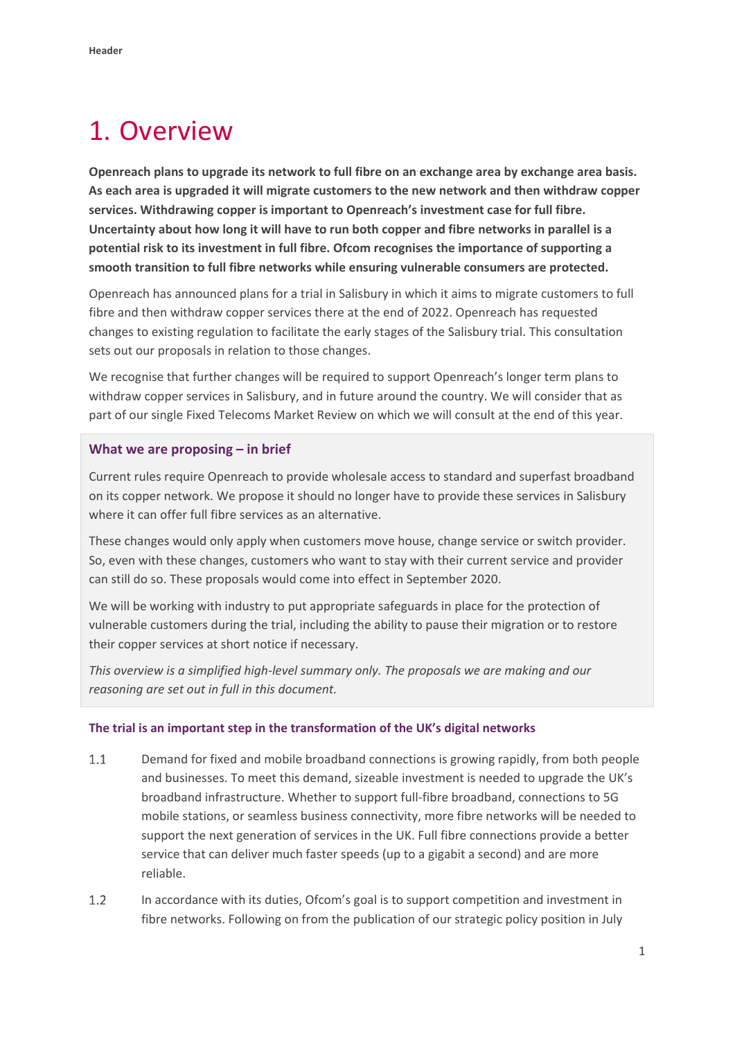# 1. Overview

**Openreach plans to upgrade its network to full fibre on an exchange area by exchange area basis. As each area is upgraded it will migrate customers to the new network and then withdraw copper services. Withdrawing copper is important to Openreach's investment case for full fibre. Uncertainty about how long it will have to run both copper and fibre networks in parallel is a potential risk to its investment in full fibre. Ofcom recognises the importance of supporting a smooth transition to full fibre networks while ensuring vulnerable consumers are protected.**

Openreach has announced plans for a trial in Salisbury in which it aims to migrate customers to full fibre and then withdraw copper services there at the end of 2022. Openreach has requested changes to existing regulation to facilitate the early stages of the Salisbury trial. This consultation sets out our proposals in relation to those changes.

We recognise that further changes will be required to support Openreach's longer term plans to withdraw copper services in Salisbury, and in future around the country. We will consider that as part of our single Fixed Telecoms Market Review on which we will consult at the end of this year.

### What we are proposing – in brief

Current rules require Openreach to provide wholesale access to standard and superfast broadband on its copper network. We propose it should no longer have to provide these services in Salisbury where it can offer full fibre services as an alternative.

These changes would only apply when customers move house, change service or switch provider. So, even with these changes, customers who want to stay with their current service and provider can still do so. These proposals would come into effect in September 2020.

We will be working with industry to put appropriate safeguards in place for the protection of vulnerable customers during the trial, including the ability to pause their migration or to restore their copper services at short notice if necessary.

*This overview is a simplified high-level summary only. The proposals we are making and our reasoning are set out in full in this document.*

### The trial is an important step in the transformation of the UK's digital networks

1.1 Demand for fixed and mobile broadband connections is growing rapidly, from both people and businesses. To meet this demand, sizeable investment is needed to upgrade the UK's broadband infrastructure. Whether to support full-fibre broadband, connections to 5G mobile stations, or seamless business connectivity, more fibre networks will be needed to support the next generation of services in the UK. Full fibre connections provide a better service that can deliver much faster speeds (up to a gigabit a second) and are more reliable.

1.2 In accordance with its duties, Ofcom's goal is to support competition and investment in fibre networks. Following on from the publication of our strategic policy position in July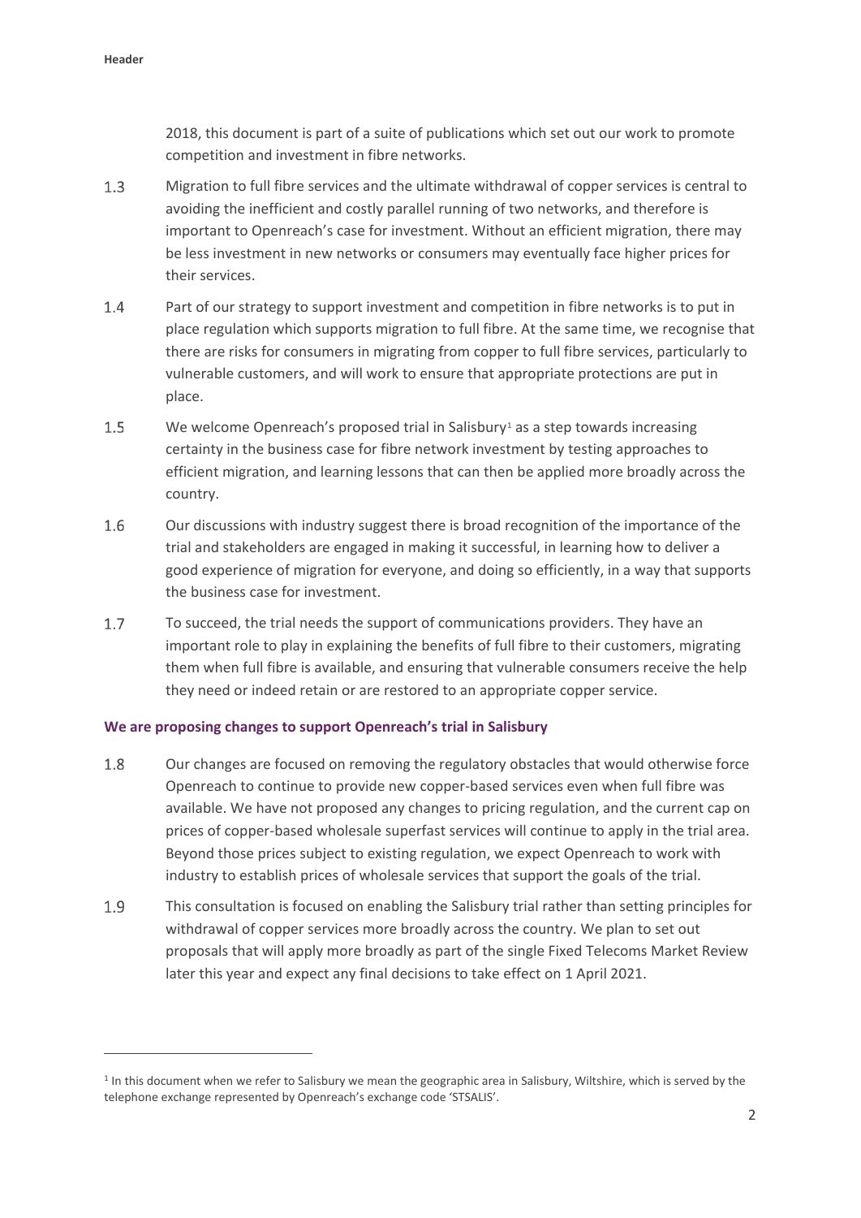2018, this document is part of a suite of publications which set out our work to promote competition and investment in fibre networks.

1.3 Migration to full fibre services and the ultimate withdrawal of copper services is central to avoiding the inefficient and costly parallel running of two networks, and therefore is important to Openreach's case for investment. Without an efficient migration, there may be less investment in new networks or consumers may eventually face higher prices for their services.

1.4 Part of our strategy to support investment and competition in fibre networks is to put in place regulation which supports migration to full fibre. At the same time, we recognise that there are risks for consumers in migrating from copper to full fibre services, particularly to vulnerable customers, and will work to ensure that appropriate protections are put in place.

1.5 We welcome Openreach's proposed trial in Salisbury[1] as a step towards increasing certainty in the business case for fibre network investment by testing approaches to efficient migration, and learning lessons that can then be applied more broadly across the country.

1.6 Our discussions with industry suggest there is broad recognition of the importance of the trial and stakeholders are engaged in making it successful, in learning how to deliver a good experience of migration for everyone, and doing so efficiently, in a way that supports the business case for investment.

1.7 To succeed, the trial needs the support of communications providers. They have an important role to play in explaining the benefits of full fibre to their customers, migrating them when full fibre is available, and ensuring that vulnerable consumers receive the help they need or indeed retain or are restored to an appropriate copper service.

### We are proposing changes to support Openreach's trial in Salisbury

1.8 Our changes are focused on removing the regulatory obstacles that would otherwise force Openreach to continue to provide new copper-based services even when full fibre was available. We have not proposed any changes to pricing regulation, and the current cap on prices of copper-based wholesale superfast services will continue to apply in the trial area. Beyond those prices subject to existing regulation, we expect Openreach to work with industry to establish prices of wholesale services that support the goals of the trial.

1.9 This consultation is focused on enabling the Salisbury trial rather than setting principles for withdrawal of copper services more broadly across the country. We plan to set out proposals that will apply more broadly as part of the single Fixed Telecoms Market Review later this year and expect any final decisions to take effect on 1 April 2021.

---

[1] In this document when we refer to Salisbury we mean the geographic area in Salisbury, Wiltshire, which is served by the telephone exchange represented by Openreach's exchange code 'STSALIS'.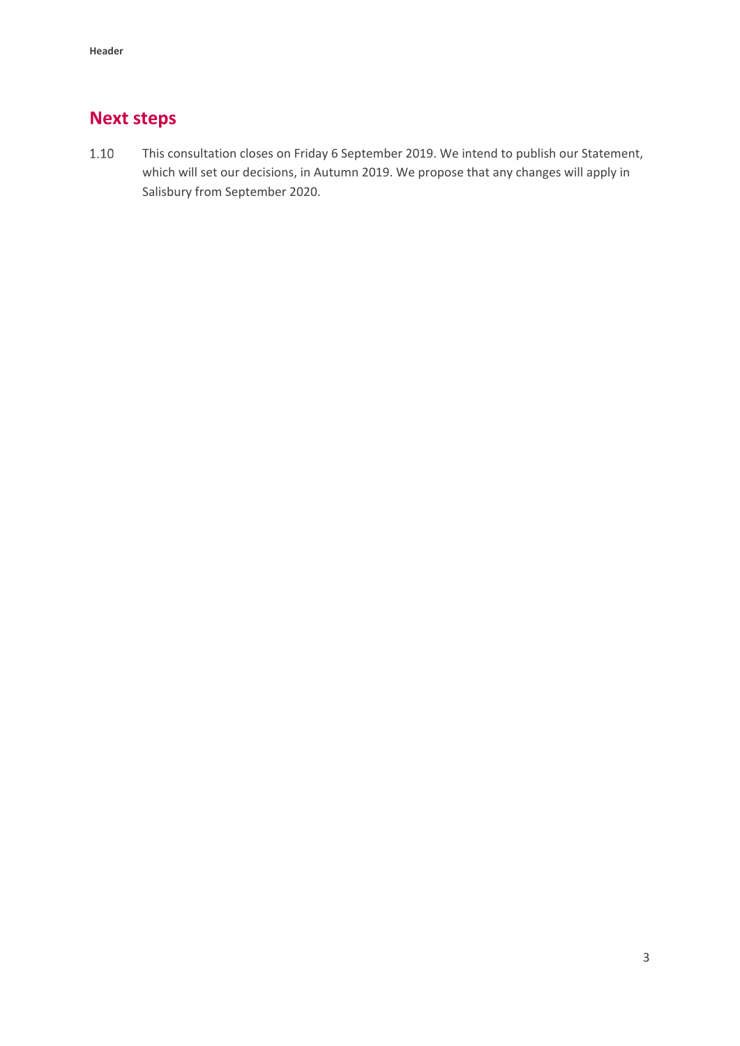## Next steps

1.10 This consultation closes on Friday 6 September 2019. We intend to publish our Statement, which will set our decisions, in Autumn 2019. We propose that any changes will apply in Salisbury from September 2020.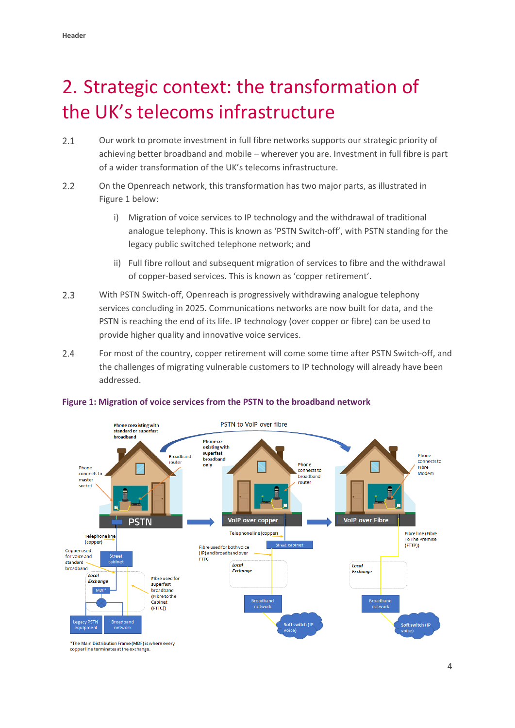# 2. Strategic context: the transformation of the UK's telecoms infrastructure

2.1 Our work to promote investment in full fibre networks supports our strategic priority of achieving better broadband and mobile – wherever you are. Investment in full fibre is part of a wider transformation of the UK's telecoms infrastructure.

2.2 On the Openreach network, this transformation has two major parts, as illustrated in Figure 1 below:

i) Migration of voice services to IP technology and the withdrawal of traditional analogue telephony. This is known as 'PSTN Switch-off', with PSTN standing for the legacy public switched telephone network; and

ii) Full fibre rollout and subsequent migration of services to fibre and the withdrawal of copper-based services. This is known as 'copper retirement'.

2.3 With PSTN Switch-off, Openreach is progressively withdrawing analogue telephony services concluding in 2025. Communications networks are now built for data, and the PSTN is reaching the end of its life. IP technology (over copper or fibre) can be used to provide higher quality and innovative voice services.

2.4 For most of the country, copper retirement will come some time after PSTN Switch-off, and the challenges of migrating vulnerable customers to IP technology will already have been addressed.

**Figure 1: Migration of voice services from the PSTN to the broadband network**

*The Main Distribution Frame (MDF) is where every copper line terminates at the exchange.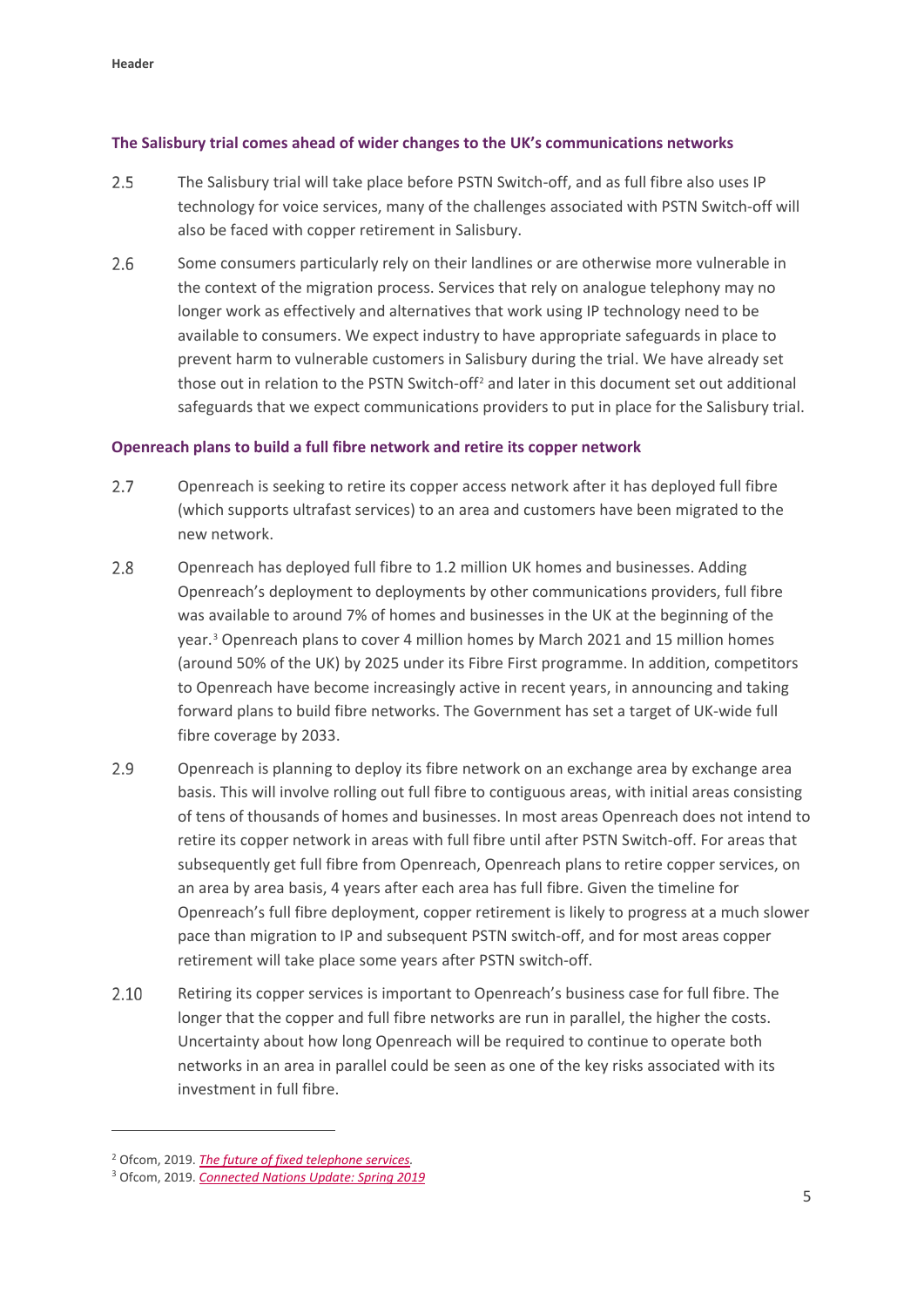### The Salisbury trial comes ahead of wider changes to the UK's communications networks

2.5 The Salisbury trial will take place before PSTN Switch-off, and as full fibre also uses IP technology for voice services, many of the challenges associated with PSTN Switch-off will also be faced with copper retirement in Salisbury.

2.6 Some consumers particularly rely on their landlines or are otherwise more vulnerable in the context of the migration process. Services that rely on analogue telephony may no longer work as effectively and alternatives that work using IP technology need to be available to consumers. We expect industry to have appropriate safeguards in place to prevent harm to vulnerable customers in Salisbury during the trial. We have already set those out in relation to the PSTN Switch-off[2] and later in this document set out additional safeguards that we expect communications providers to put in place for the Salisbury trial.

### Openreach plans to build a full fibre network and retire its copper network

2.7 Openreach is seeking to retire its copper access network after it has deployed full fibre (which supports ultrafast services) to an area and customers have been migrated to the new network.

2.8 Openreach has deployed full fibre to 1.2 million UK homes and businesses. Adding Openreach's deployment to deployments by other communications providers, full fibre was available to around 7% of homes and businesses in the UK at the beginning of the year.[3] Openreach plans to cover 4 million homes by March 2021 and 15 million homes (around 50% of the UK) by 2025 under its Fibre First programme. In addition, competitors to Openreach have become increasingly active in recent years, in announcing and taking forward plans to build fibre networks. The Government has set a target of UK-wide full fibre coverage by 2033.

2.9 Openreach is planning to deploy its fibre network on an exchange area by exchange area basis. This will involve rolling out full fibre to contiguous areas, with initial areas consisting of tens of thousands of homes and businesses. In most areas Openreach does not intend to retire its copper network in areas with full fibre until after PSTN Switch-off. For areas that subsequently get full fibre from Openreach, Openreach plans to retire copper services, on an area by area basis, 4 years after each area has full fibre. Given the timeline for Openreach's full fibre deployment, copper retirement is likely to progress at a much slower pace than migration to IP and subsequent PSTN switch-off, and for most areas copper retirement will take place some years after PSTN switch-off.

2.10 Retiring its copper services is important to Openreach's business case for full fibre. The longer that the copper and full fibre networks are run in parallel, the higher the costs. Uncertainty about how long Openreach will be required to continue to operate both networks in an area in parallel could be seen as one of the key risks associated with its investment in full fibre.

---

[2] Ofcom, 2019. *The future of fixed telephone services.*

[3] Ofcom, 2019. *Connected Nations Update: Spring 2019*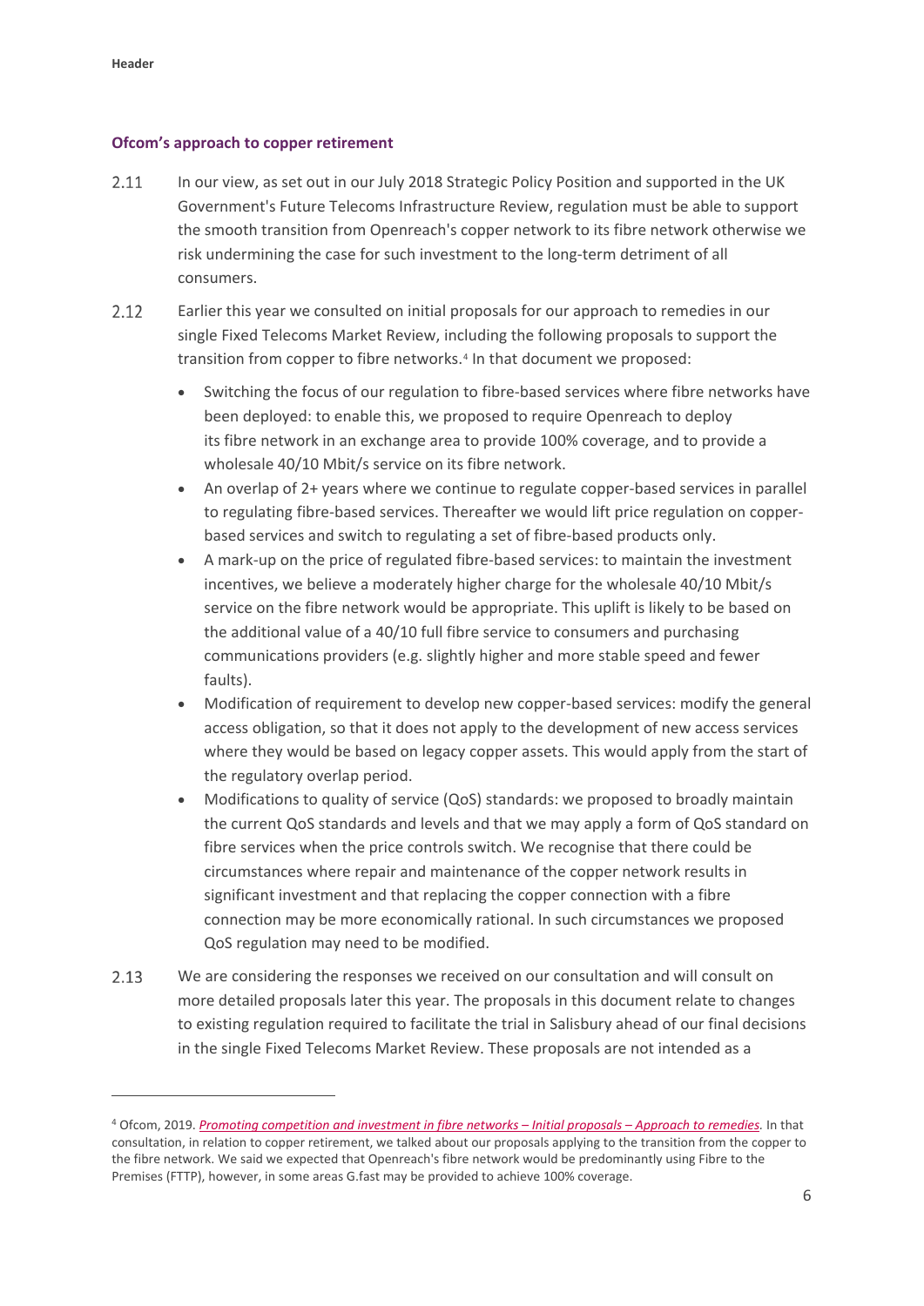### Ofcom's approach to copper retirement

2.11 In our view, as set out in our July 2018 Strategic Policy Position and supported in the UK Government's Future Telecoms Infrastructure Review, regulation must be able to support the smooth transition from Openreach's copper network to its fibre network otherwise we risk undermining the case for such investment to the long-term detriment of all consumers.

2.12 Earlier this year we consulted on initial proposals for our approach to remedies in our single Fixed Telecoms Market Review, including the following proposals to support the transition from copper to fibre networks.[4] In that document we proposed:

- Switching the focus of our regulation to fibre-based services where fibre networks have been deployed: to enable this, we proposed to require Openreach to deploy its fibre network in an exchange area to provide 100% coverage, and to provide a wholesale 40/10 Mbit/s service on its fibre network.
- An overlap of 2+ years where we continue to regulate copper-based services in parallel to regulating fibre-based services. Thereafter we would lift price regulation on copper-based services and switch to regulating a set of fibre-based products only.
- A mark-up on the price of regulated fibre-based services: to maintain the investment incentives, we believe a moderately higher charge for the wholesale 40/10 Mbit/s service on the fibre network would be appropriate. This uplift is likely to be based on the additional value of a 40/10 full fibre service to consumers and purchasing communications providers (e.g. slightly higher and more stable speed and fewer faults).
- Modification of requirement to develop new copper-based services: modify the general access obligation, so that it does not apply to the development of new access services where they would be based on legacy copper assets. This would apply from the start of the regulatory overlap period.
- Modifications to quality of service (QoS) standards: we proposed to broadly maintain the current QoS standards and levels and that we may apply a form of QoS standard on fibre services when the price controls switch. We recognise that there could be circumstances where repair and maintenance of the copper network results in significant investment and that replacing the copper connection with a fibre connection may be more economically rational. In such circumstances we proposed QoS regulation may need to be modified.

2.13 We are considering the responses we received on our consultation and will consult on more detailed proposals later this year. The proposals in this document relate to changes to existing regulation required to facilitate the trial in Salisbury ahead of our final decisions in the single Fixed Telecoms Market Review. These proposals are not intended as a

---

[4] Ofcom, 2019. *Promoting competition and investment in fibre networks – Initial proposals – Approach to remedies.* In that consultation, in relation to copper retirement, we talked about our proposals applying to the transition from the copper to the fibre network. We said we expected that Openreach's fibre network would be predominantly using Fibre to the Premises (FTTP), however, in some areas G.fast may be provided to achieve 100% coverage.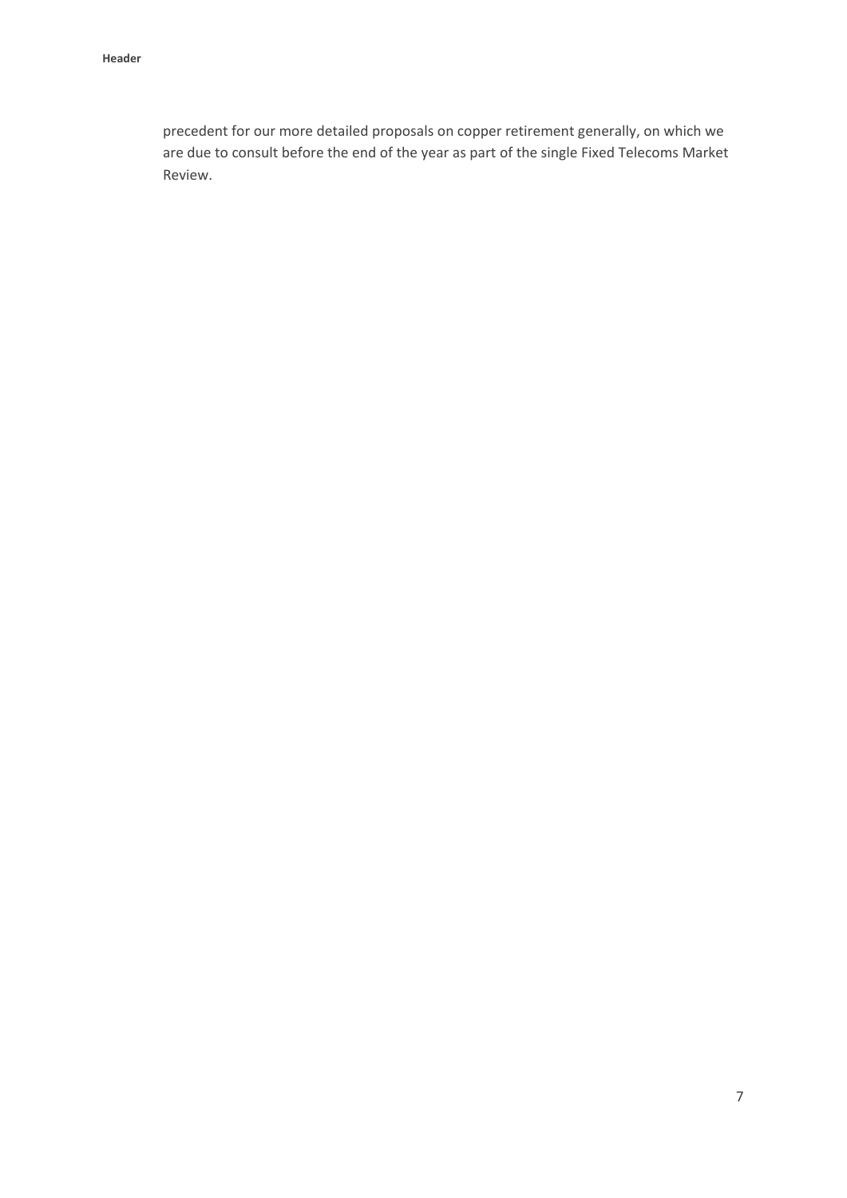precedent for our more detailed proposals on copper retirement generally, on which we are due to consult before the end of the year as part of the single Fixed Telecoms Market Review.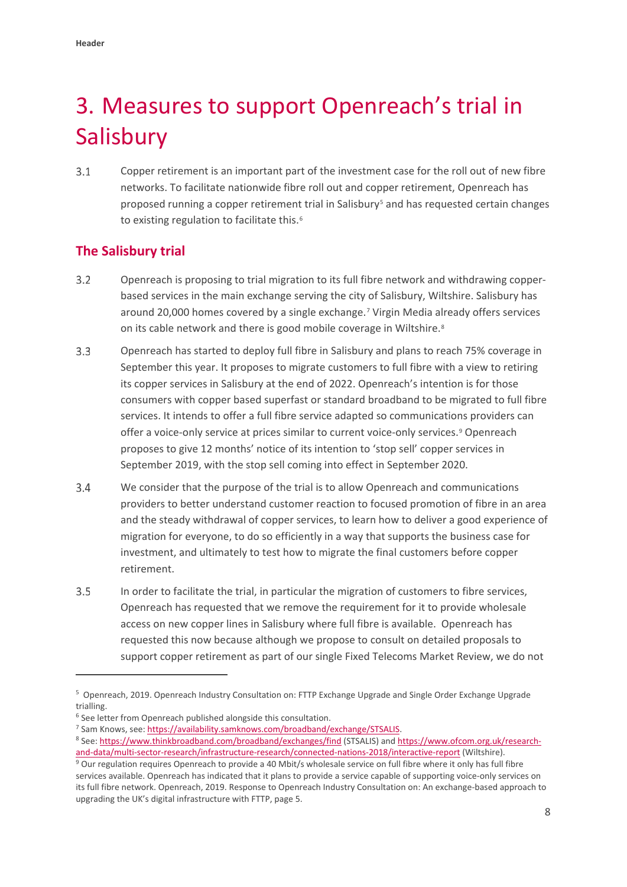# 3. Measures to support Openreach's trial in Salisbury

3.1 Copper retirement is an important part of the investment case for the roll out of new fibre networks. To facilitate nationwide fibre roll out and copper retirement, Openreach has proposed running a copper retirement trial in Salisbury[5] and has requested certain changes to existing regulation to facilitate this.[6]

## The Salisbury trial

3.2 Openreach is proposing to trial migration to its full fibre network and withdrawing copper-based services in the main exchange serving the city of Salisbury, Wiltshire. Salisbury has around 20,000 homes covered by a single exchange.[7] Virgin Media already offers services on its cable network and there is good mobile coverage in Wiltshire.[8]

3.3 Openreach has started to deploy full fibre in Salisbury and plans to reach 75% coverage in September this year. It proposes to migrate customers to full fibre with a view to retiring its copper services in Salisbury at the end of 2022. Openreach's intention is for those consumers with copper based superfast or standard broadband to be migrated to full fibre services. It intends to offer a full fibre service adapted so communications providers can offer a voice-only service at prices similar to current voice-only services.[9] Openreach proposes to give 12 months' notice of its intention to 'stop sell' copper services in September 2019, with the stop sell coming into effect in September 2020.

3.4 We consider that the purpose of the trial is to allow Openreach and communications providers to better understand customer reaction to focused promotion of fibre in an area and the steady withdrawal of copper services, to learn how to deliver a good experience of migration for everyone, to do so efficiently in a way that supports the business case for investment, and ultimately to test how to migrate the final customers before copper retirement.

3.5 In order to facilitate the trial, in particular the migration of customers to fibre services, Openreach has requested that we remove the requirement for it to provide wholesale access on new copper lines in Salisbury where full fibre is available. Openreach has requested this now because although we propose to consult on detailed proposals to support copper retirement as part of our single Fixed Telecoms Market Review, we do not

---

[5] Openreach, 2019. Openreach Industry Consultation on: FTTP Exchange Upgrade and Single Order Exchange Upgrade trialling.

[6] See letter from Openreach published alongside this consultation.

[7] Sam Knows, see: https://availability.samknows.com/broadband/exchange/STSALIS.

[8] See: https://www.thinkbroadband.com/broadband/exchanges/find (STSALIS) and https://www.ofcom.org.uk/research-and-data/multi-sector-research/infrastructure-research/connected-nations-2018/interactive-report (Wiltshire).

[9] Our regulation requires Openreach to provide a 40 Mbit/s wholesale service on full fibre where it only has full fibre services available. Openreach has indicated that it plans to provide a service capable of supporting voice-only services on its full fibre network. Openreach, 2019. Response to Openreach Industry Consultation on: An exchange-based approach to upgrading the UK's digital infrastructure with FTTP, page 5.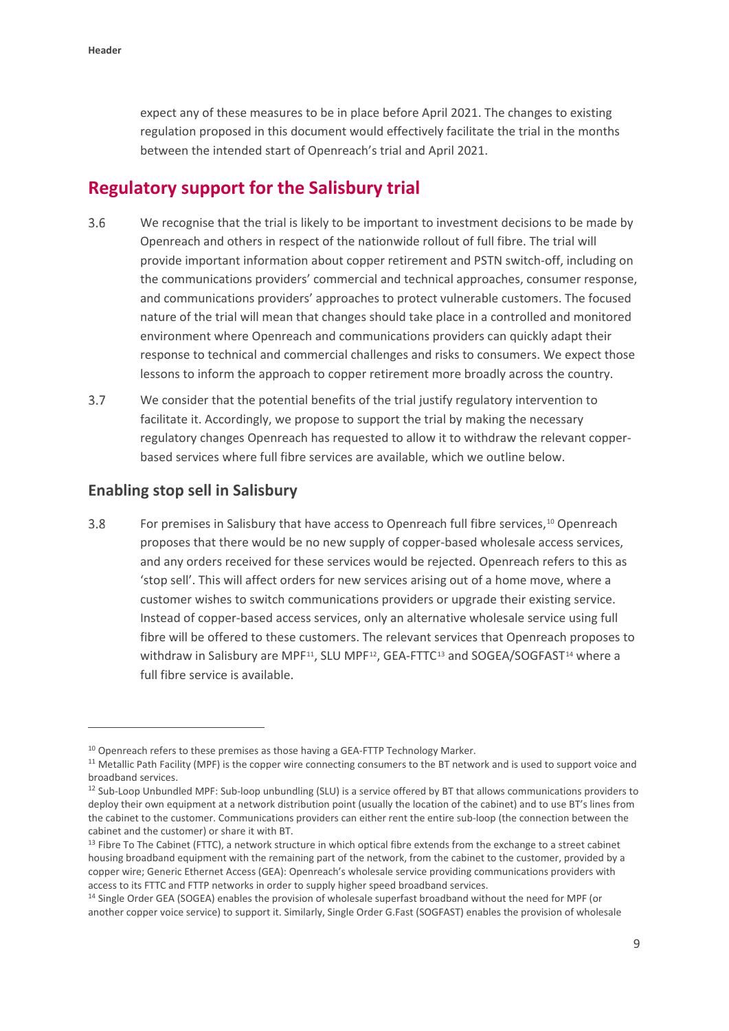expect any of these measures to be in place before April 2021. The changes to existing regulation proposed in this document would effectively facilitate the trial in the months between the intended start of Openreach's trial and April 2021.

## Regulatory support for the Salisbury trial

3.6 We recognise that the trial is likely to be important to investment decisions to be made by Openreach and others in respect of the nationwide rollout of full fibre. The trial will provide important information about copper retirement and PSTN switch-off, including on the communications providers' commercial and technical approaches, consumer response, and communications providers' approaches to protect vulnerable customers. The focused nature of the trial will mean that changes should take place in a controlled and monitored environment where Openreach and communications providers can quickly adapt their response to technical and commercial challenges and risks to consumers. We expect those lessons to inform the approach to copper retirement more broadly across the country.

3.7 We consider that the potential benefits of the trial justify regulatory intervention to facilitate it. Accordingly, we propose to support the trial by making the necessary regulatory changes Openreach has requested to allow it to withdraw the relevant copper-based services where full fibre services are available, which we outline below.

### Enabling stop sell in Salisbury

3.8 For premises in Salisbury that have access to Openreach full fibre services,[10] Openreach proposes that there would be no new supply of copper-based wholesale access services, and any orders received for these services would be rejected. Openreach refers to this as 'stop sell'. This will affect orders for new services arising out of a home move, where a customer wishes to switch communications providers or upgrade their existing service. Instead of copper-based access services, only an alternative wholesale service using full fibre will be offered to these customers. The relevant services that Openreach proposes to withdraw in Salisbury are MPF[11], SLU MPF[12], GEA-FTTC[13] and SOGEA/SOGFAST[14] where a full fibre service is available.

---

[10] Openreach refers to these premises as those having a GEA-FTTP Technology Marker.

[11] Metallic Path Facility (MPF) is the copper wire connecting consumers to the BT network and is used to support voice and broadband services.

[12] Sub-Loop Unbundled MPF: Sub-loop unbundling (SLU) is a service offered by BT that allows communications providers to deploy their own equipment at a network distribution point (usually the location of the cabinet) and to use BT's lines from the cabinet to the customer. Communications providers can either rent the entire sub-loop (the connection between the cabinet and the customer) or share it with BT.

[13] Fibre To The Cabinet (FTTC), a network structure in which optical fibre extends from the exchange to a street cabinet housing broadband equipment with the remaining part of the network, from the cabinet to the customer, provided by a copper wire; Generic Ethernet Access (GEA): Openreach's wholesale service providing communications providers with access to its FTTC and FTTP networks in order to supply higher speed broadband services.

[14] Single Order GEA (SOGEA) enables the provision of wholesale superfast broadband without the need for MPF (or another copper voice service) to support it. Similarly, Single Order G.Fast (SOGFAST) enables the provision of wholesale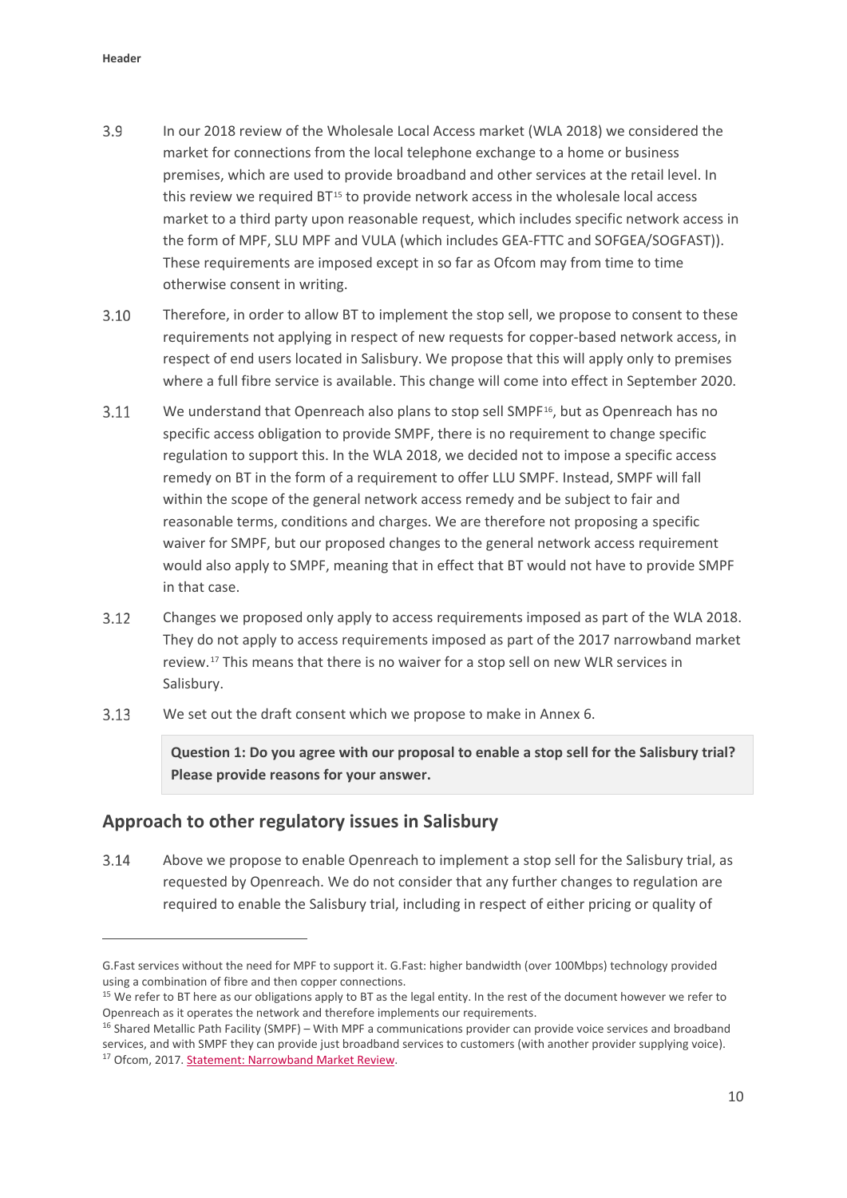3.9 In our 2018 review of the Wholesale Local Access market (WLA 2018) we considered the market for connections from the local telephone exchange to a home or business premises, which are used to provide broadband and other services at the retail level. In this review we required BT[15] to provide network access in the wholesale local access market to a third party upon reasonable request, which includes specific network access in the form of MPF, SLU MPF and VULA (which includes GEA-FTTC and SOFGEA/SOGFAST)). These requirements are imposed except in so far as Ofcom may from time to time otherwise consent in writing.

3.10 Therefore, in order to allow BT to implement the stop sell, we propose to consent to these requirements not applying in respect of new requests for copper-based network access, in respect of end users located in Salisbury. We propose that this will apply only to premises where a full fibre service is available. This change will come into effect in September 2020.

3.11 We understand that Openreach also plans to stop sell SMPF[16], but as Openreach has no specific access obligation to provide SMPF, there is no requirement to change specific regulation to support this. In the WLA 2018, we decided not to impose a specific access remedy on BT in the form of a requirement to offer LLU SMPF. Instead, SMPF will fall within the scope of the general network access remedy and be subject to fair and reasonable terms, conditions and charges. We are therefore not proposing a specific waiver for SMPF, but our proposed changes to the general network access requirement would also apply to SMPF, meaning that in effect that BT would not have to provide SMPF in that case.

3.12 Changes we proposed only apply to access requirements imposed as part of the WLA 2018. They do not apply to access requirements imposed as part of the 2017 narrowband market review.[17] This means that there is no waiver for a stop sell on new WLR services in Salisbury.

3.13 We set out the draft consent which we propose to make in Annex 6.

> **Question 1: Do you agree with our proposal to enable a stop sell for the Salisbury trial? Please provide reasons for your answer.**

## Approach to other regulatory issues in Salisbury

3.14 Above we propose to enable Openreach to implement a stop sell for the Salisbury trial, as requested by Openreach. We do not consider that any further changes to regulation are required to enable the Salisbury trial, including in respect of either pricing or quality of

---

G.Fast services without the need for MPF to support it. G.Fast: higher bandwidth (over 100Mbps) technology provided using a combination of fibre and then copper connections.

[15] We refer to BT here as our obligations apply to BT as the legal entity. In the rest of the document however we refer to Openreach as it operates the network and therefore implements our requirements.

[16] Shared Metallic Path Facility (SMPF) – With MPF a communications provider can provide voice services and broadband services, and with SMPF they can provide just broadband services to customers (with another provider supplying voice).

[17] Ofcom, 2017. Statement: Narrowband Market Review.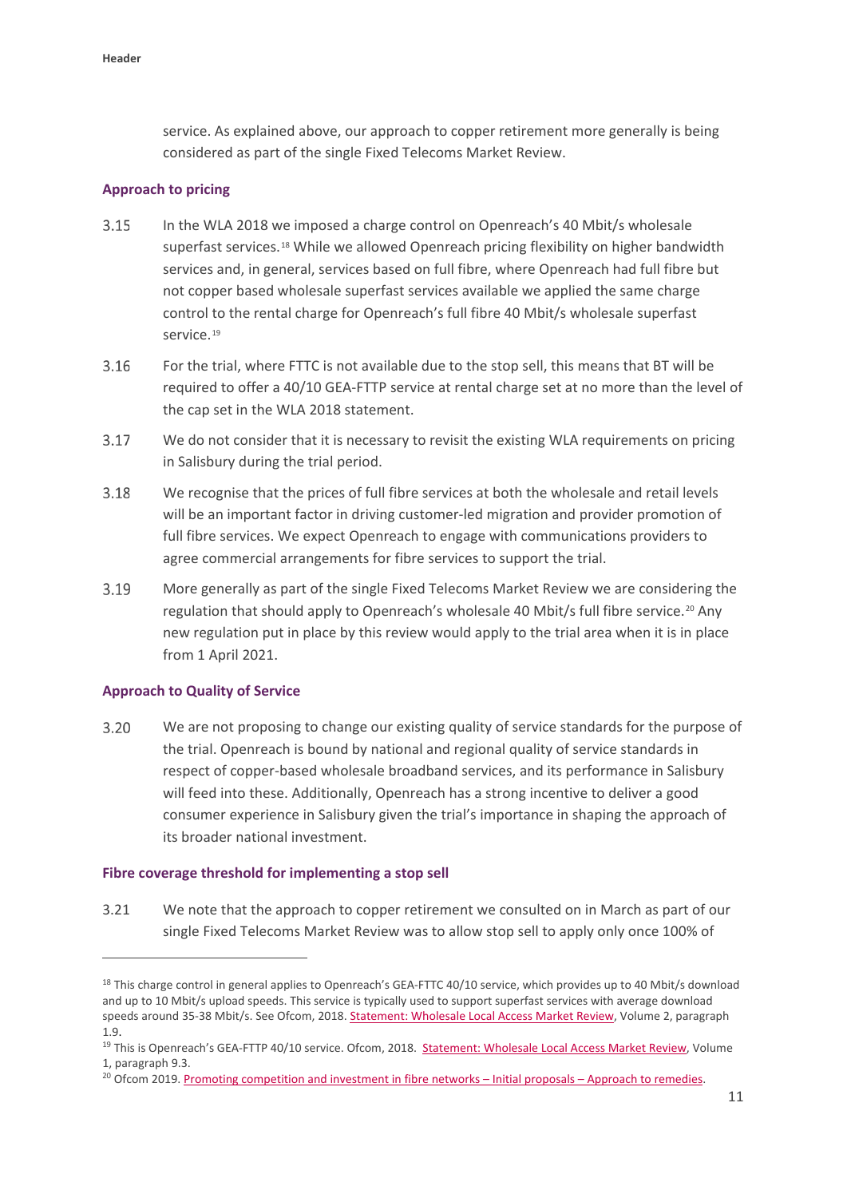service. As explained above, our approach to copper retirement more generally is being considered as part of the single Fixed Telecoms Market Review.

### Approach to pricing

3.15 In the WLA 2018 we imposed a charge control on Openreach's 40 Mbit/s wholesale superfast services.[18] While we allowed Openreach pricing flexibility on higher bandwidth services and, in general, services based on full fibre, where Openreach had full fibre but not copper based wholesale superfast services available we applied the same charge control to the rental charge for Openreach's full fibre 40 Mbit/s wholesale superfast service.[19]

3.16 For the trial, where FTTC is not available due to the stop sell, this means that BT will be required to offer a 40/10 GEA-FTTP service at rental charge set at no more than the level of the cap set in the WLA 2018 statement.

3.17 We do not consider that it is necessary to revisit the existing WLA requirements on pricing in Salisbury during the trial period.

3.18 We recognise that the prices of full fibre services at both the wholesale and retail levels will be an important factor in driving customer-led migration and provider promotion of full fibre services. We expect Openreach to engage with communications providers to agree commercial arrangements for fibre services to support the trial.

3.19 More generally as part of the single Fixed Telecoms Market Review we are considering the regulation that should apply to Openreach's wholesale 40 Mbit/s full fibre service.[20] Any new regulation put in place by this review would apply to the trial area when it is in place from 1 April 2021.

### Approach to Quality of Service

3.20 We are not proposing to change our existing quality of service standards for the purpose of the trial. Openreach is bound by national and regional quality of service standards in respect of copper-based wholesale broadband services, and its performance in Salisbury will feed into these. Additionally, Openreach has a strong incentive to deliver a good consumer experience in Salisbury given the trial's importance in shaping the approach of its broader national investment.

### Fibre coverage threshold for implementing a stop sell

3.21 We note that the approach to copper retirement we consulted on in March as part of our single Fixed Telecoms Market Review was to allow stop sell to apply only once 100% of

---

[18] This charge control in general applies to Openreach's GEA-FTTC 40/10 service, which provides up to 40 Mbit/s download and up to 10 Mbit/s upload speeds. This service is typically used to support superfast services with average download speeds around 35-38 Mbit/s. See Ofcom, 2018. Statement: Wholesale Local Access Market Review, Volume 2, paragraph 1.9.

[19] This is Openreach's GEA-FTTP 40/10 service. Ofcom, 2018. Statement: Wholesale Local Access Market Review, Volume 1, paragraph 9.3.

[20] Ofcom 2019. Promoting competition and investment in fibre networks – Initial proposals – Approach to remedies.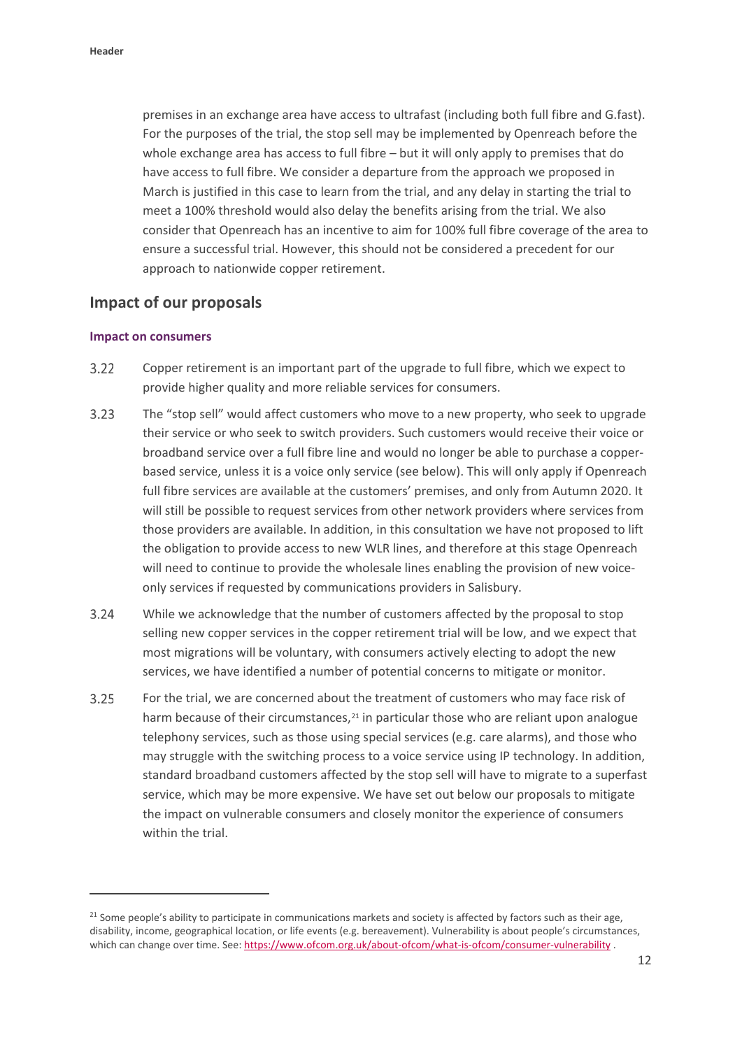premises in an exchange area have access to ultrafast (including both full fibre and G.fast). For the purposes of the trial, the stop sell may be implemented by Openreach before the whole exchange area has access to full fibre – but it will only apply to premises that do have access to full fibre. We consider a departure from the approach we proposed in March is justified in this case to learn from the trial, and any delay in starting the trial to meet a 100% threshold would also delay the benefits arising from the trial. We also consider that Openreach has an incentive to aim for 100% full fibre coverage of the area to ensure a successful trial. However, this should not be considered a precedent for our approach to nationwide copper retirement.

## Impact of our proposals

### Impact on consumers

3.22 Copper retirement is an important part of the upgrade to full fibre, which we expect to provide higher quality and more reliable services for consumers.

3.23 The "stop sell" would affect customers who move to a new property, who seek to upgrade their service or who seek to switch providers. Such customers would receive their voice or broadband service over a full fibre line and would no longer be able to purchase a copper-based service, unless it is a voice only service (see below). This will only apply if Openreach full fibre services are available at the customers' premises, and only from Autumn 2020. It will still be possible to request services from other network providers where services from those providers are available. In addition, in this consultation we have not proposed to lift the obligation to provide access to new WLR lines, and therefore at this stage Openreach will need to continue to provide the wholesale lines enabling the provision of new voice-only services if requested by communications providers in Salisbury.

3.24 While we acknowledge that the number of customers affected by the proposal to stop selling new copper services in the copper retirement trial will be low, and we expect that most migrations will be voluntary, with consumers actively electing to adopt the new services, we have identified a number of potential concerns to mitigate or monitor.

3.25 For the trial, we are concerned about the treatment of customers who may face risk of harm because of their circumstances,[21] in particular those who are reliant upon analogue telephony services, such as those using special services (e.g. care alarms), and those who may struggle with the switching process to a voice service using IP technology. In addition, standard broadband customers affected by the stop sell will have to migrate to a superfast service, which may be more expensive. We have set out below our proposals to mitigate the impact on vulnerable consumers and closely monitor the experience of consumers within the trial.

---

[21] Some people's ability to participate in communications markets and society is affected by factors such as their age, disability, income, geographical location, or life events (e.g. bereavement). Vulnerability is about people's circumstances, which can change over time. See: https://www.ofcom.org.uk/about-ofcom/what-is-ofcom/consumer-vulnerability .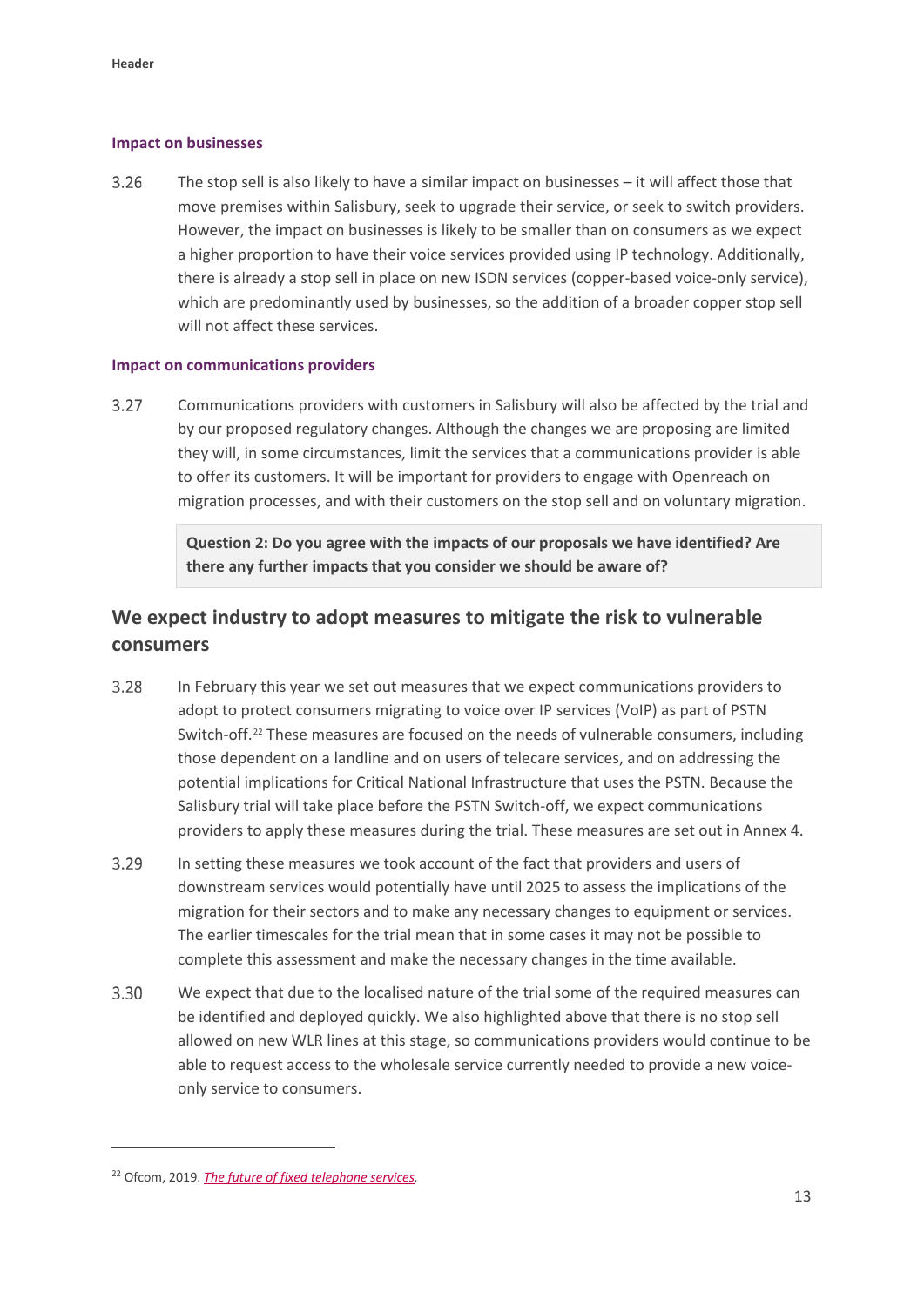#### Impact on businesses

3.26 The stop sell is also likely to have a similar impact on businesses – it will affect those that move premises within Salisbury, seek to upgrade their service, or seek to switch providers. However, the impact on businesses is likely to be smaller than on consumers as we expect a higher proportion to have their voice services provided using IP technology. Additionally, there is already a stop sell in place on new ISDN services (copper-based voice-only service), which are predominantly used by businesses, so the addition of a broader copper stop sell will not affect these services.

#### Impact on communications providers

3.27 Communications providers with customers in Salisbury will also be affected by the trial and by our proposed regulatory changes. Although the changes we are proposing are limited they will, in some circumstances, limit the services that a communications provider is able to offer its customers. It will be important for providers to engage with Openreach on migration processes, and with their customers on the stop sell and on voluntary migration.

> **Question 2: Do you agree with the impacts of our proposals we have identified? Are there any further impacts that you consider we should be aware of?**

## We expect industry to adopt measures to mitigate the risk to vulnerable consumers

3.28 In February this year we set out measures that we expect communications providers to adopt to protect consumers migrating to voice over IP services (VoIP) as part of PSTN Switch-off.[22] These measures are focused on the needs of vulnerable consumers, including those dependent on a landline and on users of telecare services, and on addressing the potential implications for Critical National Infrastructure that uses the PSTN. Because the Salisbury trial will take place before the PSTN Switch-off, we expect communications providers to apply these measures during the trial. These measures are set out in Annex 4.

3.29 In setting these measures we took account of the fact that providers and users of downstream services would potentially have until 2025 to assess the implications of the migration for their sectors and to make any necessary changes to equipment or services. The earlier timescales for the trial mean that in some cases it may not be possible to complete this assessment and make the necessary changes in the time available.

3.30 We expect that due to the localised nature of the trial some of the required measures can be identified and deployed quickly. We also highlighted above that there is no stop sell allowed on new WLR lines at this stage, so communications providers would continue to be able to request access to the wholesale service currently needed to provide a new voice-only service to consumers.

[22] Ofcom, 2019. *The future of fixed telephone services*.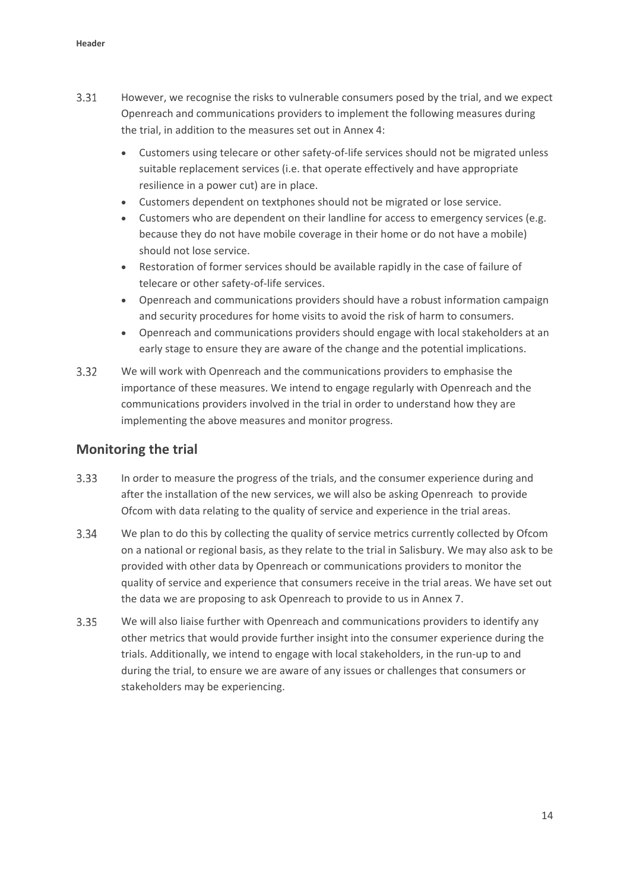3.31 However, we recognise the risks to vulnerable consumers posed by the trial, and we expect Openreach and communications providers to implement the following measures during the trial, in addition to the measures set out in Annex 4:

- Customers using telecare or other safety-of-life services should not be migrated unless suitable replacement services (i.e. that operate effectively and have appropriate resilience in a power cut) are in place.
- Customers dependent on textphones should not be migrated or lose service.
- Customers who are dependent on their landline for access to emergency services (e.g. because they do not have mobile coverage in their home or do not have a mobile) should not lose service.
- Restoration of former services should be available rapidly in the case of failure of telecare or other safety-of-life services.
- Openreach and communications providers should have a robust information campaign and security procedures for home visits to avoid the risk of harm to consumers.
- Openreach and communications providers should engage with local stakeholders at an early stage to ensure they are aware of the change and the potential implications.

3.32 We will work with Openreach and the communications providers to emphasise the importance of these measures. We intend to engage regularly with Openreach and the communications providers involved in the trial in order to understand how they are implementing the above measures and monitor progress.

## Monitoring the trial

3.33 In order to measure the progress of the trials, and the consumer experience during and after the installation of the new services, we will also be asking Openreach to provide Ofcom with data relating to the quality of service and experience in the trial areas.

3.34 We plan to do this by collecting the quality of service metrics currently collected by Ofcom on a national or regional basis, as they relate to the trial in Salisbury. We may also ask to be provided with other data by Openreach or communications providers to monitor the quality of service and experience that consumers receive in the trial areas. We have set out the data we are proposing to ask Openreach to provide to us in Annex 7.

3.35 We will also liaise further with Openreach and communications providers to identify any other metrics that would provide further insight into the consumer experience during the trials. Additionally, we intend to engage with local stakeholders, in the run-up to and during the trial, to ensure we are aware of any issues or challenges that consumers or stakeholders may be experiencing.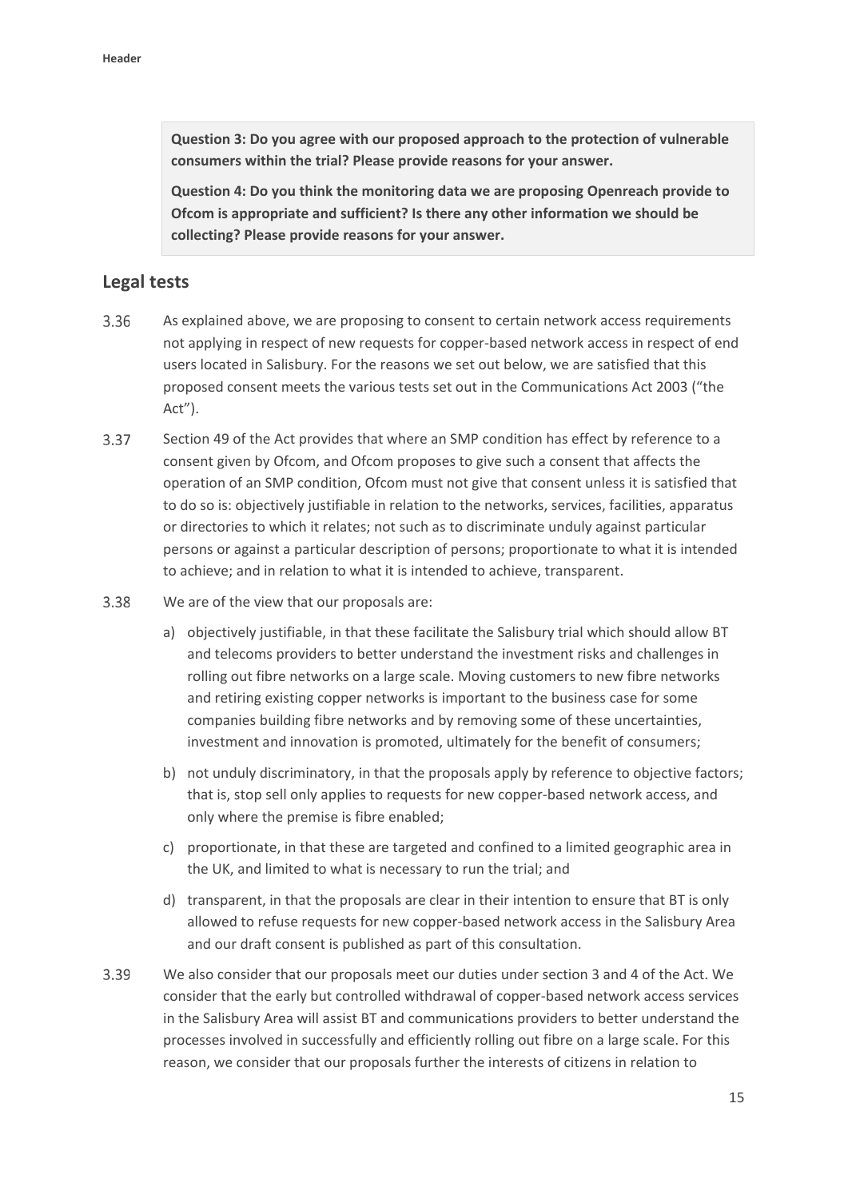**Question 3: Do you agree with our proposed approach to the protection of vulnerable consumers within the trial? Please provide reasons for your answer.**

**Question 4: Do you think the monitoring data we are proposing Openreach provide to Ofcom is appropriate and sufficient? Is there any other information we should be collecting? Please provide reasons for your answer.**

## Legal tests

3.36 As explained above, we are proposing to consent to certain network access requirements not applying in respect of new requests for copper-based network access in respect of end users located in Salisbury. For the reasons we set out below, we are satisfied that this proposed consent meets the various tests set out in the Communications Act 2003 ("the Act").

3.37 Section 49 of the Act provides that where an SMP condition has effect by reference to a consent given by Ofcom, and Ofcom proposes to give such a consent that affects the operation of an SMP condition, Ofcom must not give that consent unless it is satisfied that to do so is: objectively justifiable in relation to the networks, services, facilities, apparatus or directories to which it relates; not such as to discriminate unduly against particular persons or against a particular description of persons; proportionate to what it is intended to achieve; and in relation to what it is intended to achieve, transparent.

3.38 We are of the view that our proposals are:

a) objectively justifiable, in that these facilitate the Salisbury trial which should allow BT and telecoms providers to better understand the investment risks and challenges in rolling out fibre networks on a large scale. Moving customers to new fibre networks and retiring existing copper networks is important to the business case for some companies building fibre networks and by removing some of these uncertainties, investment and innovation is promoted, ultimately for the benefit of consumers;

b) not unduly discriminatory, in that the proposals apply by reference to objective factors; that is, stop sell only applies to requests for new copper-based network access, and only where the premise is fibre enabled;

c) proportionate, in that these are targeted and confined to a limited geographic area in the UK, and limited to what is necessary to run the trial; and

d) transparent, in that the proposals are clear in their intention to ensure that BT is only allowed to refuse requests for new copper-based network access in the Salisbury Area and our draft consent is published as part of this consultation.

3.39 We also consider that our proposals meet our duties under section 3 and 4 of the Act. We consider that the early but controlled withdrawal of copper-based network access services in the Salisbury Area will assist BT and communications providers to better understand the processes involved in successfully and efficiently rolling out fibre on a large scale. For this reason, we consider that our proposals further the interests of citizens in relation to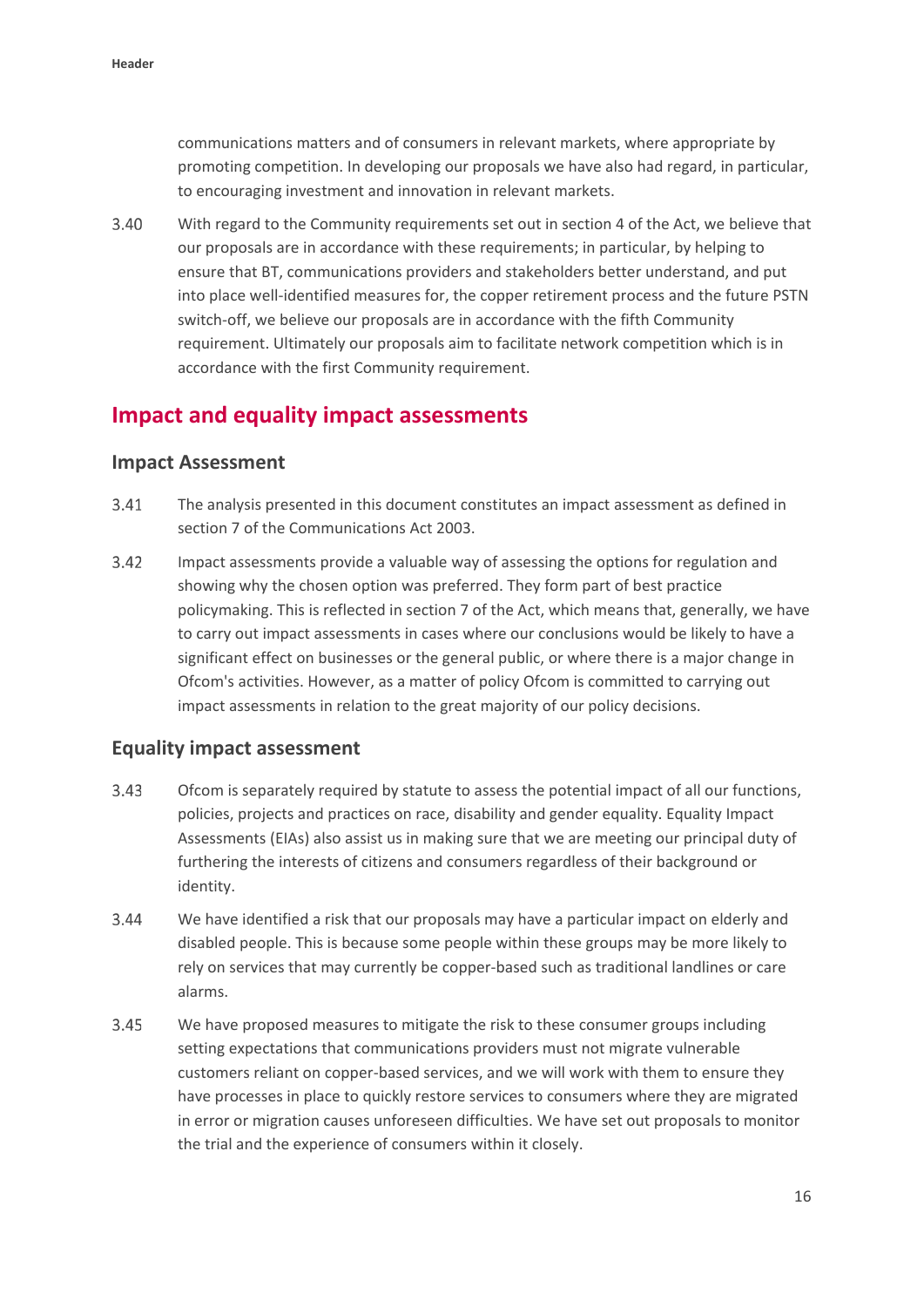communications matters and of consumers in relevant markets, where appropriate by promoting competition. In developing our proposals we have also had regard, in particular, to encouraging investment and innovation in relevant markets.

3.40 With regard to the Community requirements set out in section 4 of the Act, we believe that our proposals are in accordance with these requirements; in particular, by helping to ensure that BT, communications providers and stakeholders better understand, and put into place well-identified measures for, the copper retirement process and the future PSTN switch-off, we believe our proposals are in accordance with the fifth Community requirement. Ultimately our proposals aim to facilitate network competition which is in accordance with the first Community requirement.

## Impact and equality impact assessments

### Impact Assessment

3.41 The analysis presented in this document constitutes an impact assessment as defined in section 7 of the Communications Act 2003.

3.42 Impact assessments provide a valuable way of assessing the options for regulation and showing why the chosen option was preferred. They form part of best practice policymaking. This is reflected in section 7 of the Act, which means that, generally, we have to carry out impact assessments in cases where our conclusions would be likely to have a significant effect on businesses or the general public, or where there is a major change in Ofcom's activities. However, as a matter of policy Ofcom is committed to carrying out impact assessments in relation to the great majority of our policy decisions.

### Equality impact assessment

3.43 Ofcom is separately required by statute to assess the potential impact of all our functions, policies, projects and practices on race, disability and gender equality. Equality Impact Assessments (EIAs) also assist us in making sure that we are meeting our principal duty of furthering the interests of citizens and consumers regardless of their background or identity.

3.44 We have identified a risk that our proposals may have a particular impact on elderly and disabled people. This is because some people within these groups may be more likely to rely on services that may currently be copper-based such as traditional landlines or care alarms.

3.45 We have proposed measures to mitigate the risk to these consumer groups including setting expectations that communications providers must not migrate vulnerable customers reliant on copper-based services, and we will work with them to ensure they have processes in place to quickly restore services to consumers where they are migrated in error or migration causes unforeseen difficulties. We have set out proposals to monitor the trial and the experience of consumers within it closely.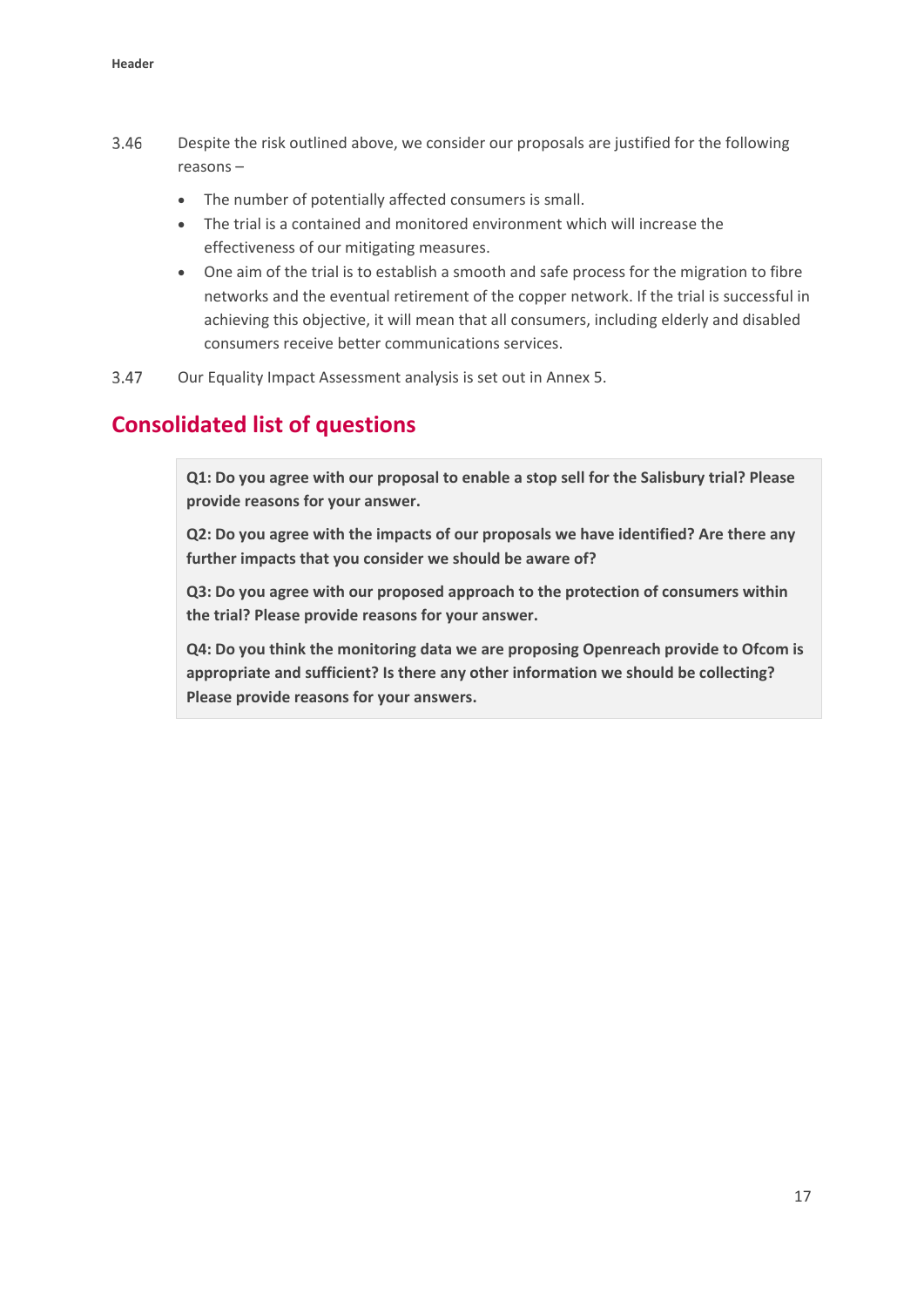3.46 Despite the risk outlined above, we consider our proposals are justified for the following reasons –

- The number of potentially affected consumers is small.
- The trial is a contained and monitored environment which will increase the effectiveness of our mitigating measures.
- One aim of the trial is to establish a smooth and safe process for the migration to fibre networks and the eventual retirement of the copper network. If the trial is successful in achieving this objective, it will mean that all consumers, including elderly and disabled consumers receive better communications services.

3.47 Our Equality Impact Assessment analysis is set out in Annex 5.

## Consolidated list of questions

**Q1: Do you agree with our proposal to enable a stop sell for the Salisbury trial? Please provide reasons for your answer.**

**Q2: Do you agree with the impacts of our proposals we have identified? Are there any further impacts that you consider we should be aware of?**

**Q3: Do you agree with our proposed approach to the protection of consumers within the trial? Please provide reasons for your answer.**

**Q4: Do you think the monitoring data we are proposing Openreach provide to Ofcom is appropriate and sufficient? Is there any other information we should be collecting? Please provide reasons for your answers.**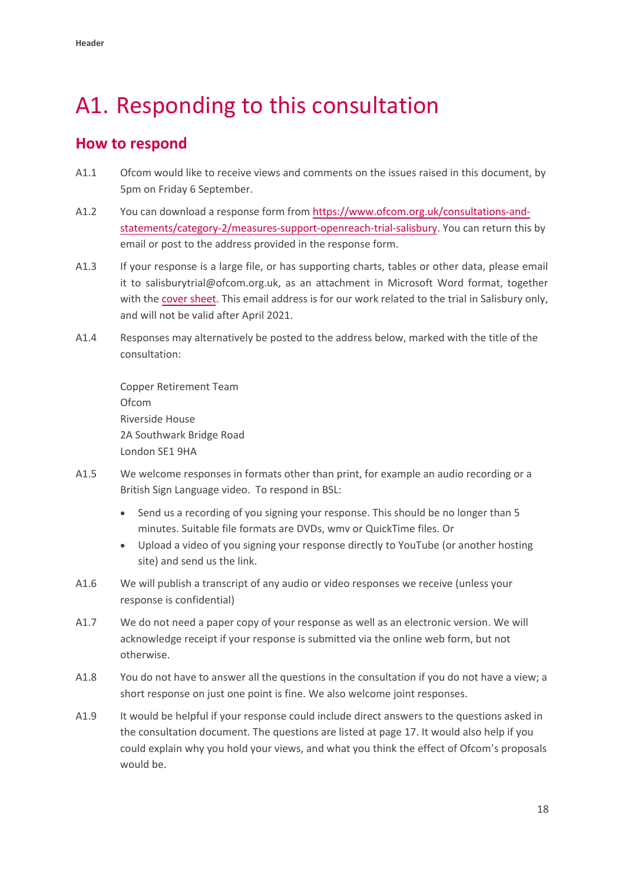# A1. Responding to this consultation

## How to respond

A1.1 Ofcom would like to receive views and comments on the issues raised in this document, by 5pm on Friday 6 September.

A1.2 You can download a response form from [https://www.ofcom.org.uk/consultations-and-statements/category-2/measures-support-openreach-trial-salisbury](https://www.ofcom.org.uk/consultations-and-statements/category-2/measures-support-openreach-trial-salisbury). You can return this by email or post to the address provided in the response form.

A1.3 If your response is a large file, or has supporting charts, tables or other data, please email it to salisburytrial@ofcom.org.uk, as an attachment in Microsoft Word format, together with the cover sheet. This email address is for our work related to the trial in Salisbury only, and will not be valid after April 2021.

A1.4 Responses may alternatively be posted to the address below, marked with the title of the consultation:

Copper Retirement Team
Ofcom
Riverside House
2A Southwark Bridge Road
London SE1 9HA

A1.5 We welcome responses in formats other than print, for example an audio recording or a British Sign Language video. To respond in BSL:

- Send us a recording of you signing your response. This should be no longer than 5 minutes. Suitable file formats are DVDs, wmv or QuickTime files. Or
- Upload a video of you signing your response directly to YouTube (or another hosting site) and send us the link.

A1.6 We will publish a transcript of any audio or video responses we receive (unless your response is confidential)

A1.7 We do not need a paper copy of your response as well as an electronic version. We will acknowledge receipt if your response is submitted via the online web form, but not otherwise.

A1.8 You do not have to answer all the questions in the consultation if you do not have a view; a short response on just one point is fine. We also welcome joint responses.

A1.9 It would be helpful if your response could include direct answers to the questions asked in the consultation document. The questions are listed at page 17. It would also help if you could explain why you hold your views, and what you think the effect of Ofcom's proposals would be.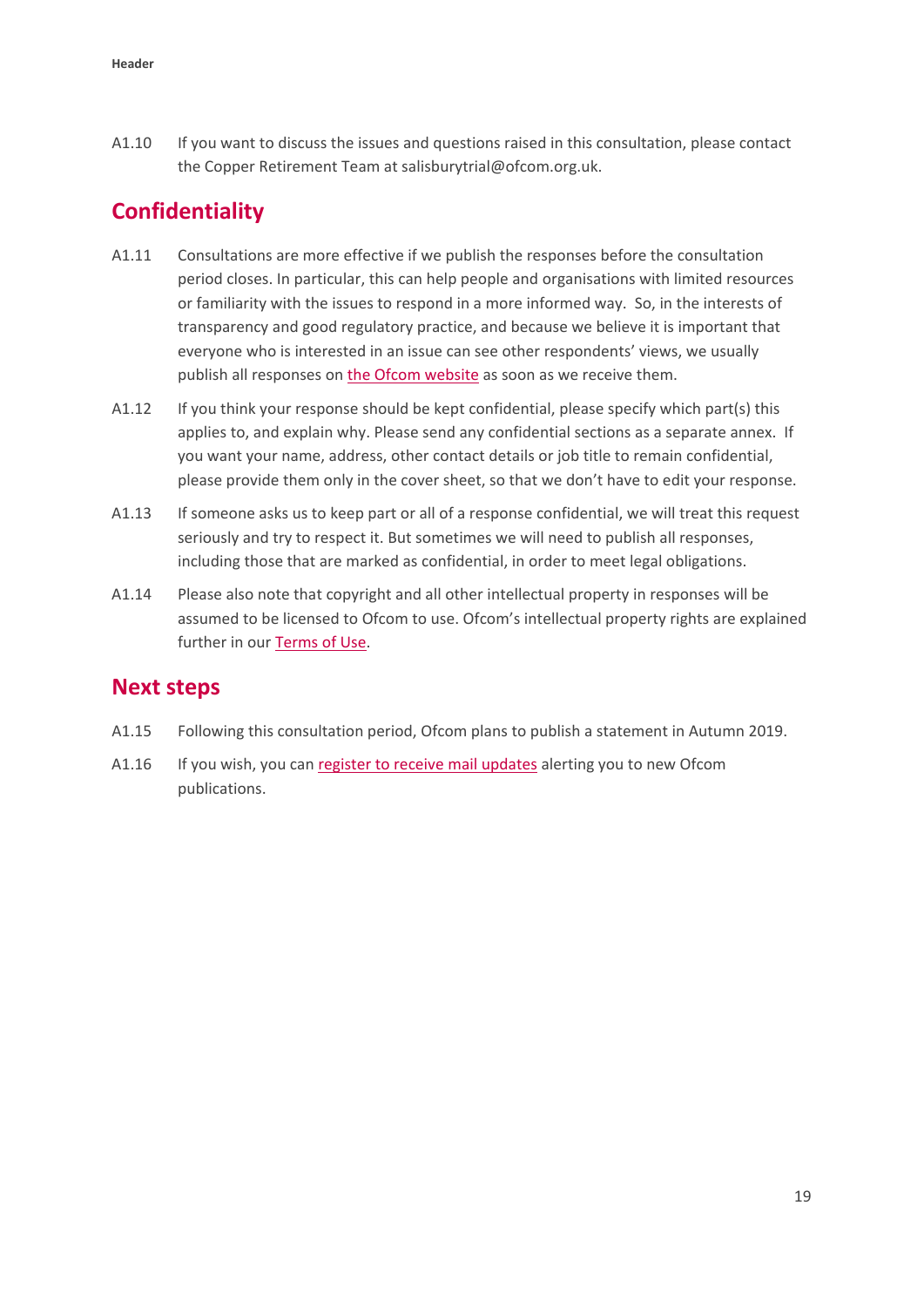A1.10 If you want to discuss the issues and questions raised in this consultation, please contact the Copper Retirement Team at salisburytrial@ofcom.org.uk.

## Confidentiality

A1.11 Consultations are more effective if we publish the responses before the consultation period closes. In particular, this can help people and organisations with limited resources or familiarity with the issues to respond in a more informed way. So, in the interests of transparency and good regulatory practice, and because we believe it is important that everyone who is interested in an issue can see other respondents' views, we usually publish all responses on the Ofcom website as soon as we receive them.

A1.12 If you think your response should be kept confidential, please specify which part(s) this applies to, and explain why. Please send any confidential sections as a separate annex. If you want your name, address, other contact details or job title to remain confidential, please provide them only in the cover sheet, so that we don't have to edit your response.

A1.13 If someone asks us to keep part or all of a response confidential, we will treat this request seriously and try to respect it. But sometimes we will need to publish all responses, including those that are marked as confidential, in order to meet legal obligations.

A1.14 Please also note that copyright and all other intellectual property in responses will be assumed to be licensed to Ofcom to use. Ofcom's intellectual property rights are explained further in our Terms of Use.

## Next steps

A1.15 Following this consultation period, Ofcom plans to publish a statement in Autumn 2019.

A1.16 If you wish, you can register to receive mail updates alerting you to new Ofcom publications.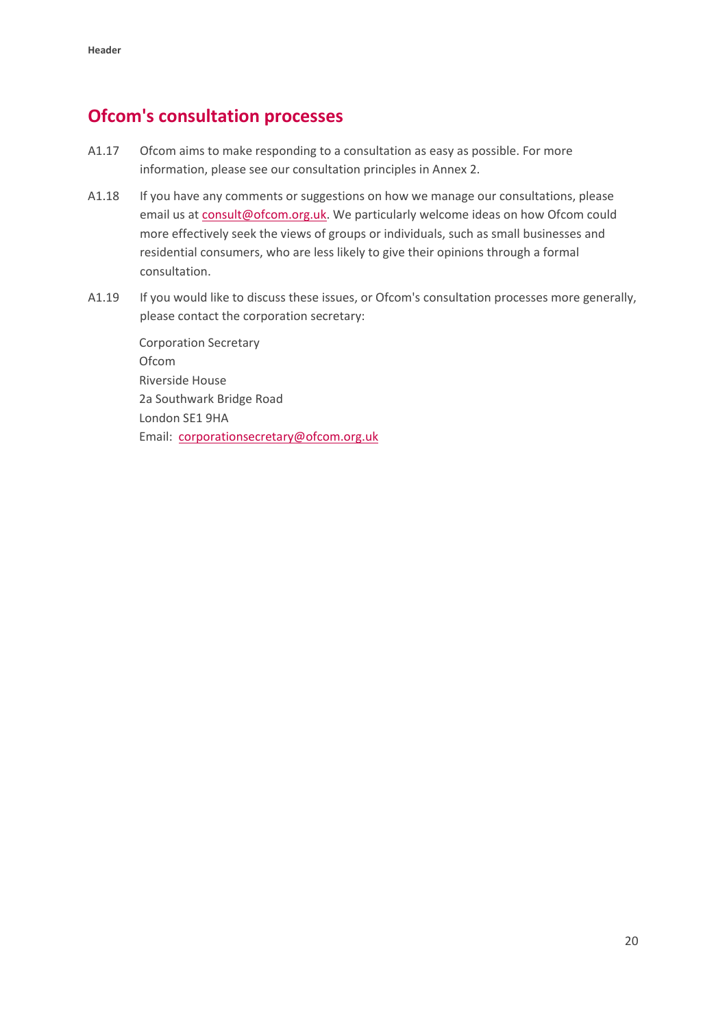## Ofcom's consultation processes

A1.17 Ofcom aims to make responding to a consultation as easy as possible. For more information, please see our consultation principles in Annex 2.

A1.18 If you have any comments or suggestions on how we manage our consultations, please email us at consult@ofcom.org.uk. We particularly welcome ideas on how Ofcom could more effectively seek the views of groups or individuals, such as small businesses and residential consumers, who are less likely to give their opinions through a formal consultation.

A1.19 If you would like to discuss these issues, or Ofcom's consultation processes more generally, please contact the corporation secretary:

Corporation Secretary  
Ofcom  
Riverside House  
2a Southwark Bridge Road  
London SE1 9HA  
Email: corporationsecretary@ofcom.org.uk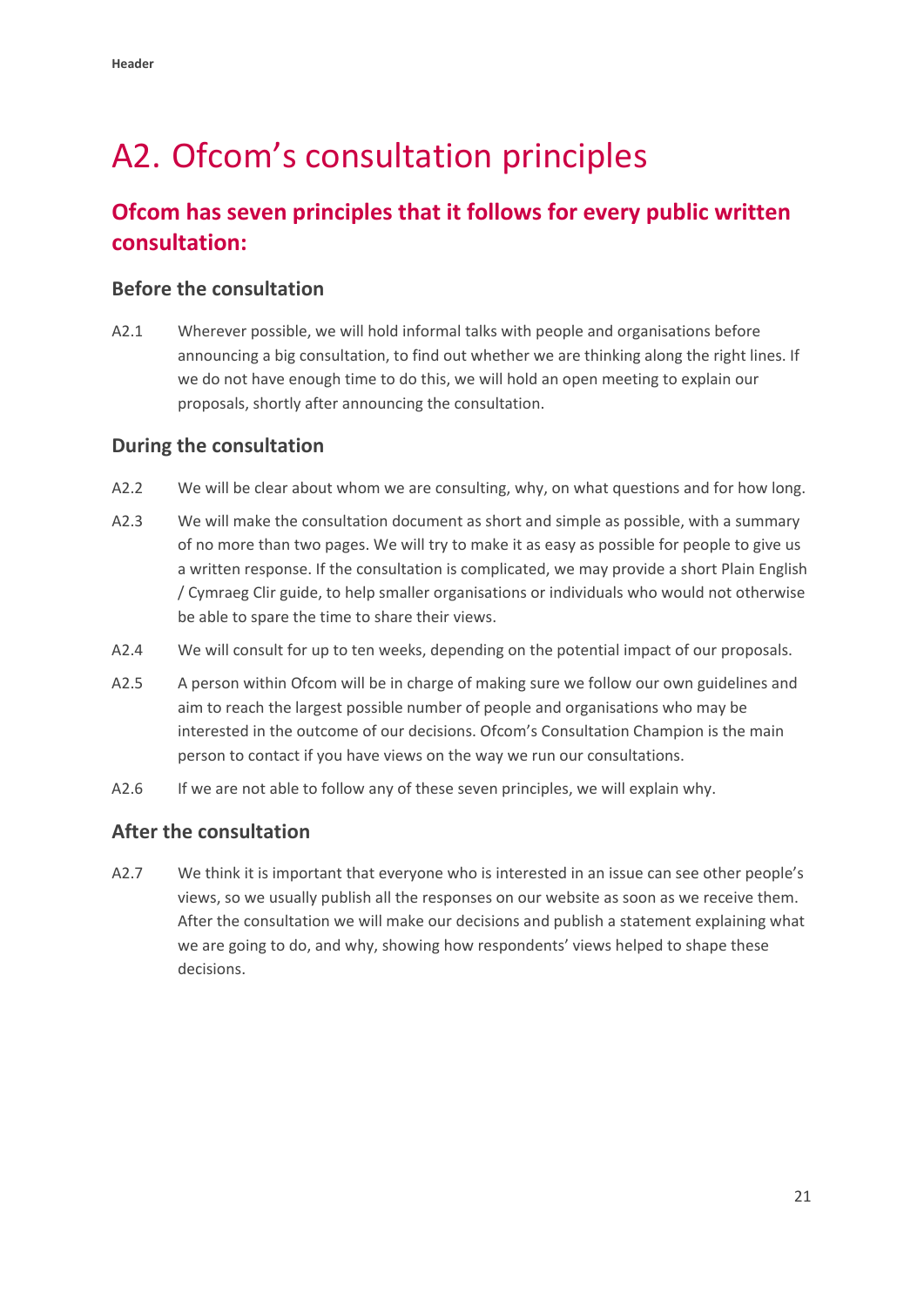# A2. Ofcom's consultation principles

## Ofcom has seven principles that it follows for every public written consultation:

### Before the consultation

A2.1 Wherever possible, we will hold informal talks with people and organisations before announcing a big consultation, to find out whether we are thinking along the right lines. If we do not have enough time to do this, we will hold an open meeting to explain our proposals, shortly after announcing the consultation.

### During the consultation

A2.2 We will be clear about whom we are consulting, why, on what questions and for how long.

A2.3 We will make the consultation document as short and simple as possible, with a summary of no more than two pages. We will try to make it as easy as possible for people to give us a written response. If the consultation is complicated, we may provide a short Plain English / Cymraeg Clir guide, to help smaller organisations or individuals who would not otherwise be able to spare the time to share their views.

A2.4 We will consult for up to ten weeks, depending on the potential impact of our proposals.

A2.5 A person within Ofcom will be in charge of making sure we follow our own guidelines and aim to reach the largest possible number of people and organisations who may be interested in the outcome of our decisions. Ofcom's Consultation Champion is the main person to contact if you have views on the way we run our consultations.

A2.6 If we are not able to follow any of these seven principles, we will explain why.

### After the consultation

A2.7 We think it is important that everyone who is interested in an issue can see other people's views, so we usually publish all the responses on our website as soon as we receive them. After the consultation we will make our decisions and publish a statement explaining what we are going to do, and why, showing how respondents' views helped to shape these decisions.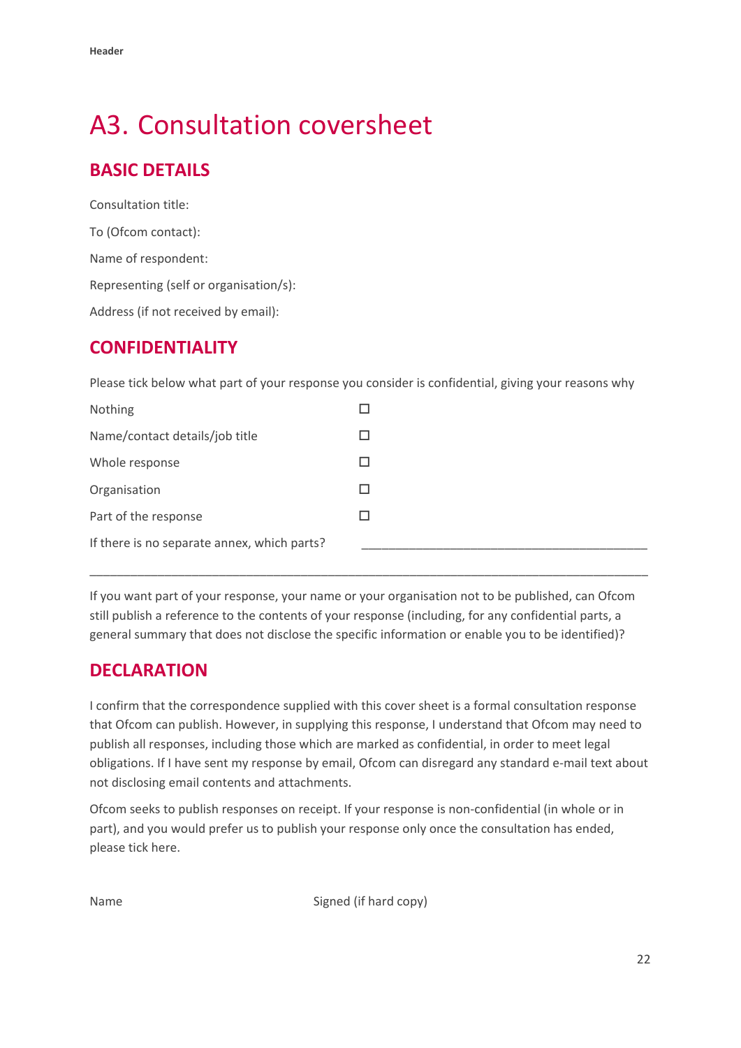# A3. Consultation coversheet

## BASIC DETAILS

Consultation title:

To (Ofcom contact):

Name of respondent:

Representing (self or organisation/s):

Address (if not received by email):

## CONFIDENTIALITY

Please tick below what part of your response you consider is confidential, giving your reasons why

| | |
|---|---|
| Nothing | ☐ |
| Name/contact details/job title | ☐ |
| Whole response | ☐ |
| Organisation | ☐ |
| Part of the response | ☐ |
| If there is no separate annex, which parts? | ____________________________________________ |

______________________________________________________________________________________

If you want part of your response, your name or your organisation not to be published, can Ofcom still publish a reference to the contents of your response (including, for any confidential parts, a general summary that does not disclose the specific information or enable you to be identified)?

## DECLARATION

I confirm that the correspondence supplied with this cover sheet is a formal consultation response that Ofcom can publish. However, in supplying this response, I understand that Ofcom may need to publish all responses, including those which are marked as confidential, in order to meet legal obligations. If I have sent my response by email, Ofcom can disregard any standard e-mail text about not disclosing email contents and attachments.

Ofcom seeks to publish responses on receipt. If your response is non-confidential (in whole or in part), and you would prefer us to publish your response only once the consultation has ended, please tick here.

Name Signed (if hard copy)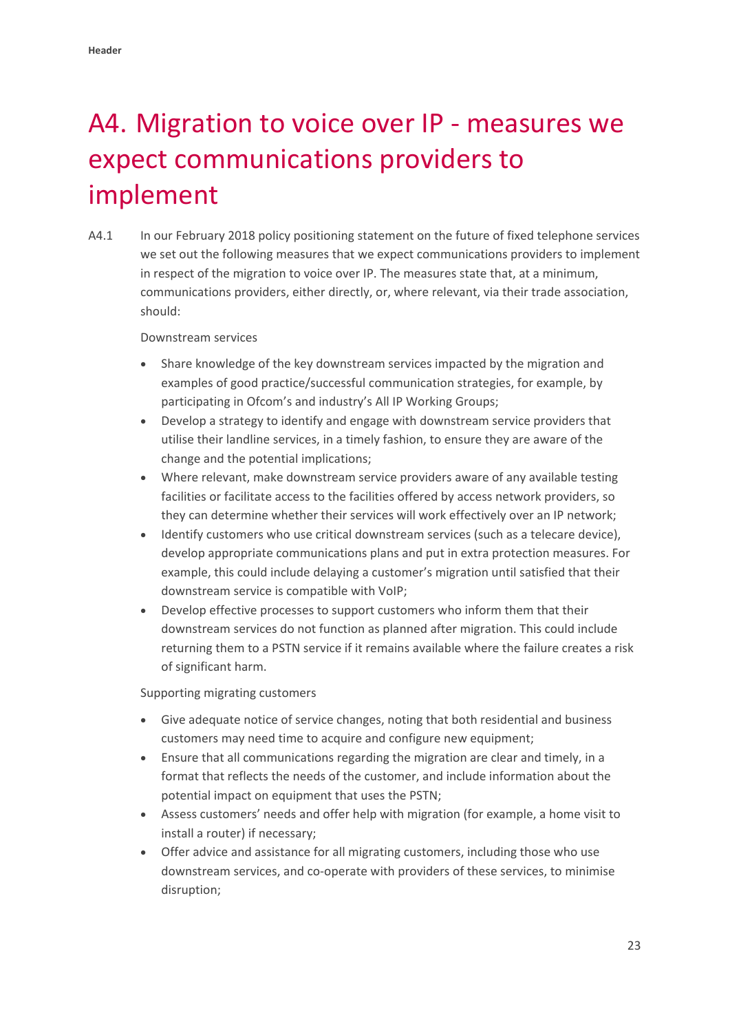# A4. Migration to voice over IP - measures we expect communications providers to implement

A4.1 In our February 2018 policy positioning statement on the future of fixed telephone services we set out the following measures that we expect communications providers to implement in respect of the migration to voice over IP. The measures state that, at a minimum, communications providers, either directly, or, where relevant, via their trade association, should:

Downstream services

- Share knowledge of the key downstream services impacted by the migration and examples of good practice/successful communication strategies, for example, by participating in Ofcom's and industry's All IP Working Groups;
- Develop a strategy to identify and engage with downstream service providers that utilise their landline services, in a timely fashion, to ensure they are aware of the change and the potential implications;
- Where relevant, make downstream service providers aware of any available testing facilities or facilitate access to the facilities offered by access network providers, so they can determine whether their services will work effectively over an IP network;
- Identify customers who use critical downstream services (such as a telecare device), develop appropriate communications plans and put in extra protection measures. For example, this could include delaying a customer's migration until satisfied that their downstream service is compatible with VoIP;
- Develop effective processes to support customers who inform them that their downstream services do not function as planned after migration. This could include returning them to a PSTN service if it remains available where the failure creates a risk of significant harm.

Supporting migrating customers

- Give adequate notice of service changes, noting that both residential and business customers may need time to acquire and configure new equipment;
- Ensure that all communications regarding the migration are clear and timely, in a format that reflects the needs of the customer, and include information about the potential impact on equipment that uses the PSTN;
- Assess customers' needs and offer help with migration (for example, a home visit to install a router) if necessary;
- Offer advice and assistance for all migrating customers, including those who use downstream services, and co-operate with providers of these services, to minimise disruption;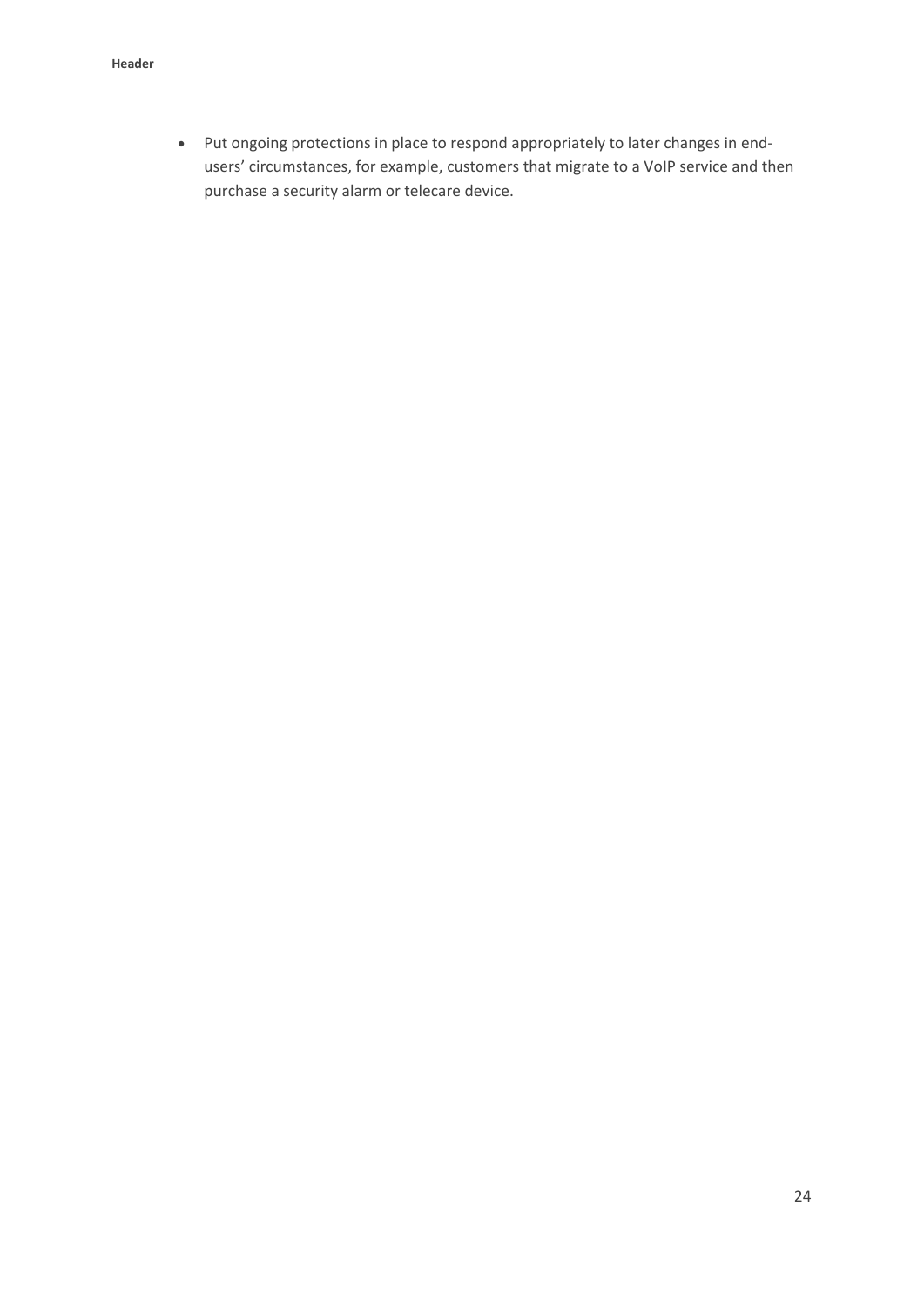- Put ongoing protections in place to respond appropriately to later changes in end-users' circumstances, for example, customers that migrate to a VoIP service and then purchase a security alarm or telecare device.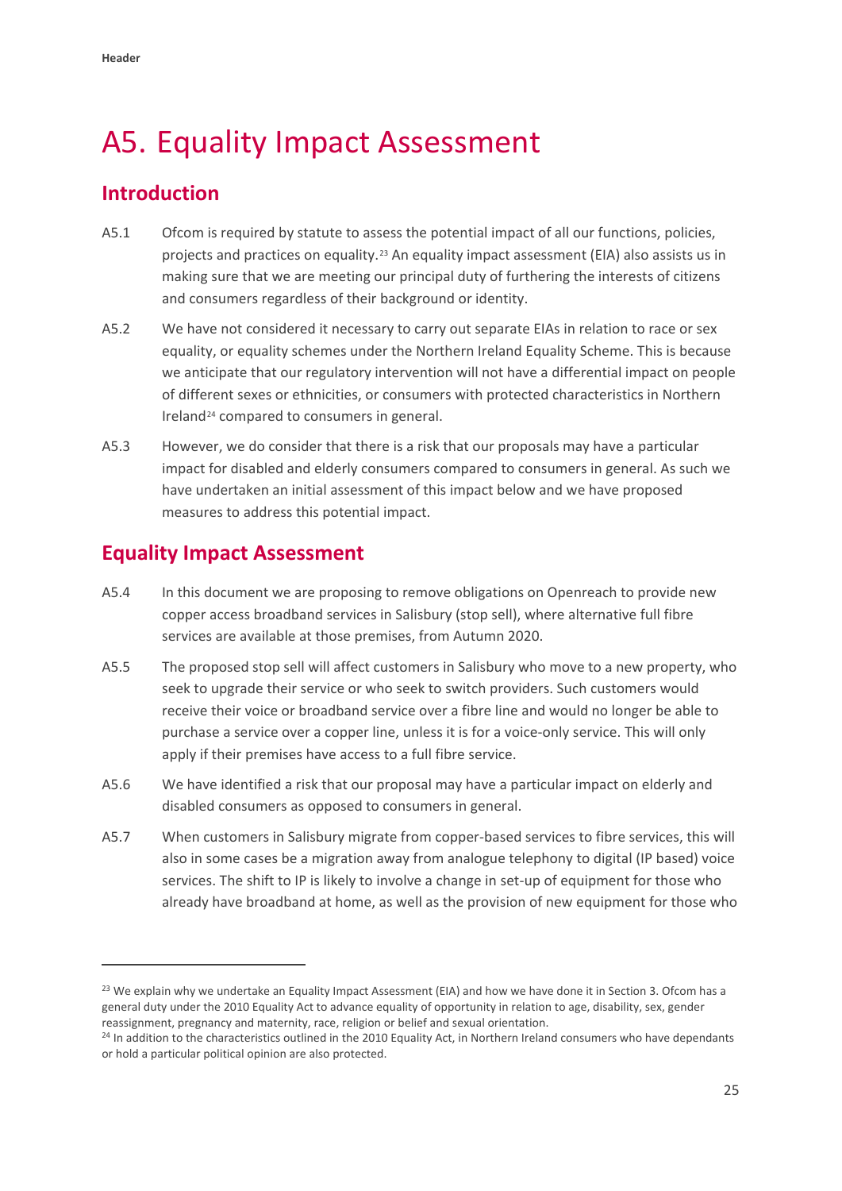# A5. Equality Impact Assessment

## Introduction

A5.1 Ofcom is required by statute to assess the potential impact of all our functions, policies, projects and practices on equality.[23] An equality impact assessment (EIA) also assists us in making sure that we are meeting our principal duty of furthering the interests of citizens and consumers regardless of their background or identity.

A5.2 We have not considered it necessary to carry out separate EIAs in relation to race or sex equality, or equality schemes under the Northern Ireland Equality Scheme. This is because we anticipate that our regulatory intervention will not have a differential impact on people of different sexes or ethnicities, or consumers with protected characteristics in Northern Ireland[24] compared to consumers in general.

A5.3 However, we do consider that there is a risk that our proposals may have a particular impact for disabled and elderly consumers compared to consumers in general. As such we have undertaken an initial assessment of this impact below and we have proposed measures to address this potential impact.

## Equality Impact Assessment

A5.4 In this document we are proposing to remove obligations on Openreach to provide new copper access broadband services in Salisbury (stop sell), where alternative full fibre services are available at those premises, from Autumn 2020.

A5.5 The proposed stop sell will affect customers in Salisbury who move to a new property, who seek to upgrade their service or who seek to switch providers. Such customers would receive their voice or broadband service over a fibre line and would no longer be able to purchase a service over a copper line, unless it is for a voice-only service. This will only apply if their premises have access to a full fibre service.

A5.6 We have identified a risk that our proposal may have a particular impact on elderly and disabled consumers as opposed to consumers in general.

A5.7 When customers in Salisbury migrate from copper-based services to fibre services, this will also in some cases be a migration away from analogue telephony to digital (IP based) voice services. The shift to IP is likely to involve a change in set-up of equipment for those who already have broadband at home, as well as the provision of new equipment for those who

---

[23] We explain why we undertake an Equality Impact Assessment (EIA) and how we have done it in Section 3. Ofcom has a general duty under the 2010 Equality Act to advance equality of opportunity in relation to age, disability, sex, gender reassignment, pregnancy and maternity, race, religion or belief and sexual orientation.

[24] In addition to the characteristics outlined in the 2010 Equality Act, in Northern Ireland consumers who have dependants or hold a particular political opinion are also protected.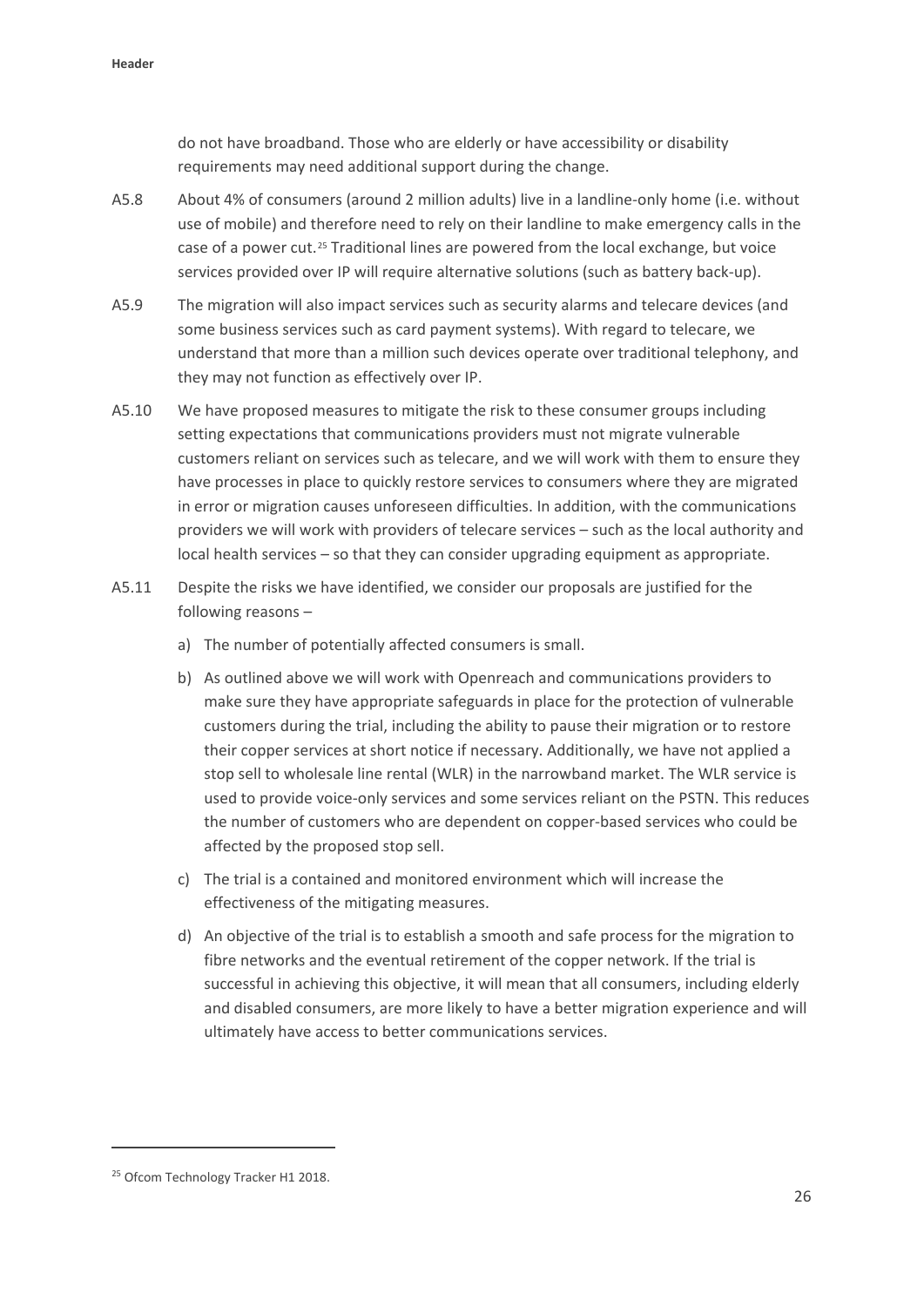do not have broadband. Those who are elderly or have accessibility or disability requirements may need additional support during the change.

A5.8 About 4% of consumers (around 2 million adults) live in a landline-only home (i.e. without use of mobile) and therefore need to rely on their landline to make emergency calls in the case of a power cut.[25] Traditional lines are powered from the local exchange, but voice services provided over IP will require alternative solutions (such as battery back-up).

A5.9 The migration will also impact services such as security alarms and telecare devices (and some business services such as card payment systems). With regard to telecare, we understand that more than a million such devices operate over traditional telephony, and they may not function as effectively over IP.

A5.10 We have proposed measures to mitigate the risk to these consumer groups including setting expectations that communications providers must not migrate vulnerable customers reliant on services such as telecare, and we will work with them to ensure they have processes in place to quickly restore services to consumers where they are migrated in error or migration causes unforeseen difficulties. In addition, with the communications providers we will work with providers of telecare services – such as the local authority and local health services – so that they can consider upgrading equipment as appropriate.

A5.11 Despite the risks we have identified, we consider our proposals are justified for the following reasons –

a) The number of potentially affected consumers is small.

b) As outlined above we will work with Openreach and communications providers to make sure they have appropriate safeguards in place for the protection of vulnerable customers during the trial, including the ability to pause their migration or to restore their copper services at short notice if necessary. Additionally, we have not applied a stop sell to wholesale line rental (WLR) in the narrowband market. The WLR service is used to provide voice-only services and some services reliant on the PSTN. This reduces the number of customers who are dependent on copper-based services who could be affected by the proposed stop sell.

c) The trial is a contained and monitored environment which will increase the effectiveness of the mitigating measures.

d) An objective of the trial is to establish a smooth and safe process for the migration to fibre networks and the eventual retirement of the copper network. If the trial is successful in achieving this objective, it will mean that all consumers, including elderly and disabled consumers, are more likely to have a better migration experience and will ultimately have access to better communications services.

[25] Ofcom Technology Tracker H1 2018.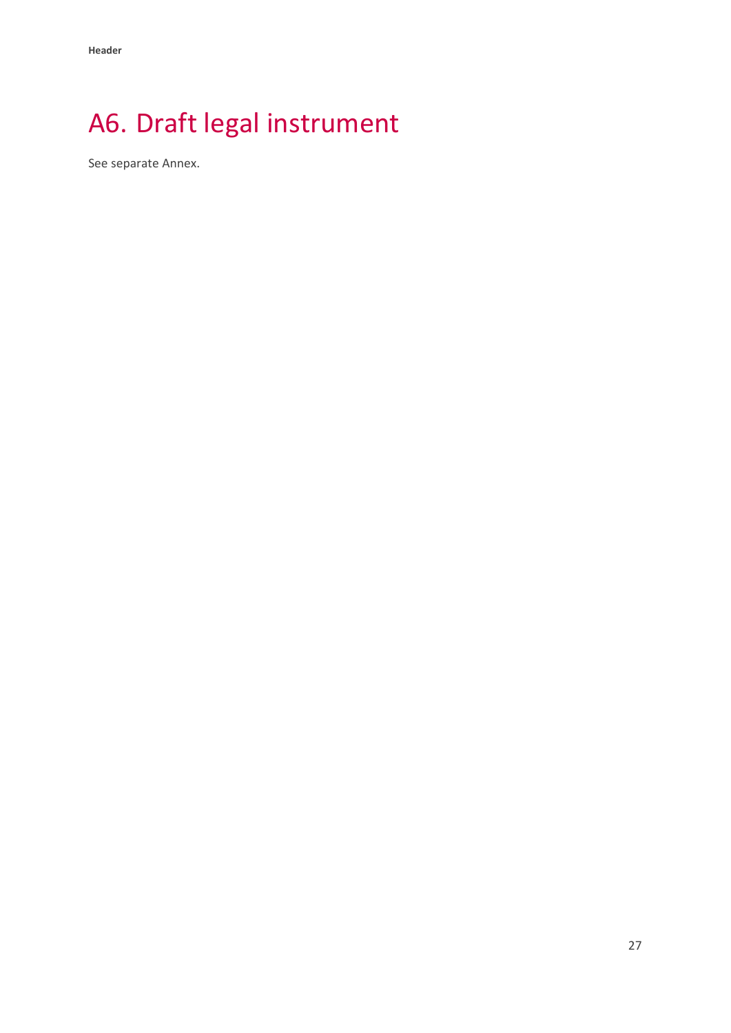# A6. Draft legal instrument

See separate Annex.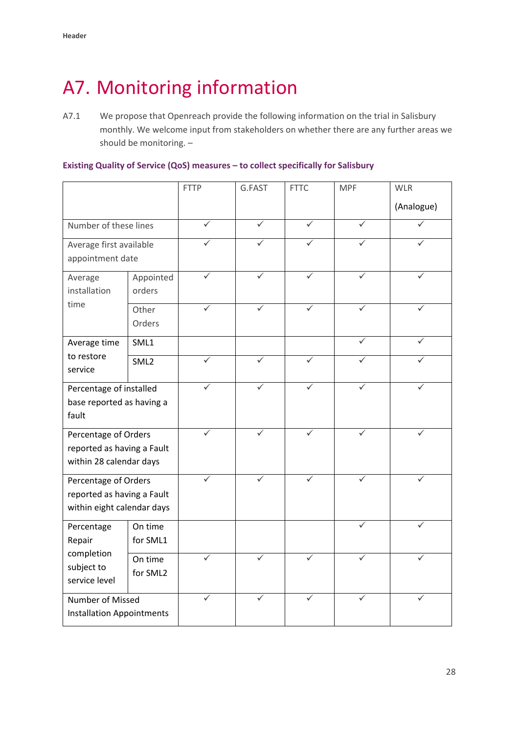# A7. Monitoring information

A7.1 We propose that Openreach provide the following information on the trial in Salisbury monthly. We welcome input from stakeholders on whether there are any further areas we should be monitoring. –

**Existing Quality of Service (QoS) measures – to collect specifically for Salisbury**

| | | FTTP | G.FAST | FTTC | MPF | WLR (Analogue) |
|---|---|---|---|---|---|---|
| Number of these lines | | ✓ | ✓ | ✓ | ✓ | ✓ |
| Average first available appointment date | | ✓ | ✓ | ✓ | ✓ | ✓ |
| Average installation time | Appointed orders | ✓ | ✓ | ✓ | ✓ | ✓ |
| | Other Orders | ✓ | ✓ | ✓ | ✓ | ✓ |
| Average time to restore service | SML1 | | | | ✓ | ✓ |
| | SML2 | ✓ | ✓ | ✓ | ✓ | ✓ |
| Percentage of installed base reported as having a fault | | ✓ | ✓ | ✓ | ✓ | ✓ |
| Percentage of Orders reported as having a Fault within 28 calendar days | | ✓ | ✓ | ✓ | ✓ | ✓ |
| Percentage of Orders reported as having a Fault within eight calendar days | | ✓ | ✓ | ✓ | ✓ | ✓ |
| Percentage Repair completion subject to service level | On time for SML1 | | | | ✓ | ✓ |
| | On time for SML2 | ✓ | ✓ | ✓ | ✓ | ✓ |
| Number of Missed Installation Appointments | | ✓ | ✓ | ✓ | ✓ | ✓ |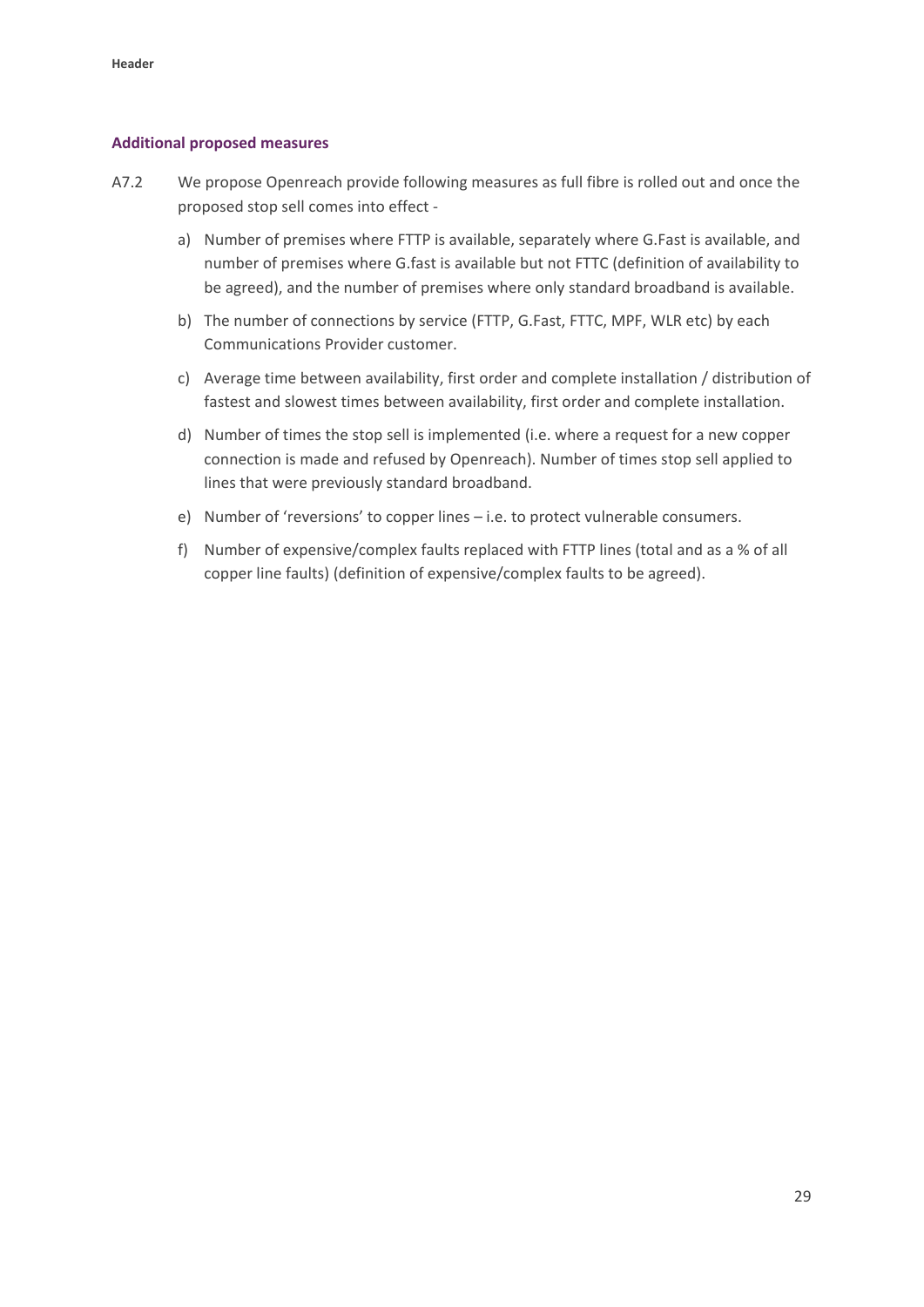### Additional proposed measures

A7.2 We propose Openreach provide following measures as full fibre is rolled out and once the proposed stop sell comes into effect -

a) Number of premises where FTTP is available, separately where G.Fast is available, and number of premises where G.fast is available but not FTTC (definition of availability to be agreed), and the number of premises where only standard broadband is available.

b) The number of connections by service (FTTP, G.Fast, FTTC, MPF, WLR etc) by each Communications Provider customer.

c) Average time between availability, first order and complete installation / distribution of fastest and slowest times between availability, first order and complete installation.

d) Number of times the stop sell is implemented (i.e. where a request for a new copper connection is made and refused by Openreach). Number of times stop sell applied to lines that were previously standard broadband.

e) Number of 'reversions' to copper lines – i.e. to protect vulnerable consumers.

f) Number of expensive/complex faults replaced with FTTP lines (total and as a % of all copper line faults) (definition of expensive/complex faults to be agreed).